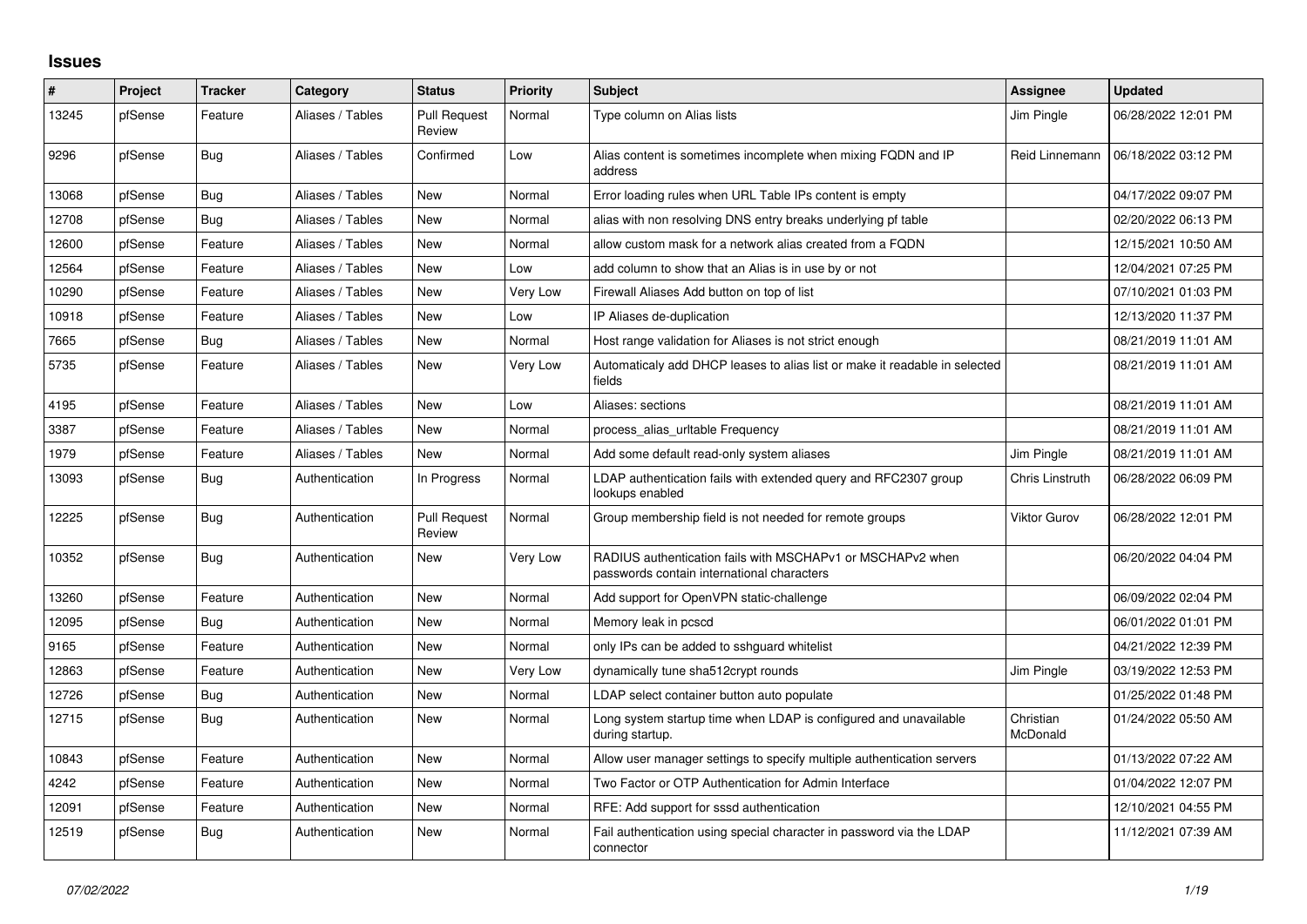# Issues

| # | Project | Tracker | Category | Status | Priority | Subject | Assignee | Updated |
|---|---|---|---|---|---|---|---|---|
| 13245 | pfSense | Feature | Aliases / Tables | Pull Request Review | Normal | Type column on Alias lists | Jim Pingle | 06/28/2022 12:01 PM |
| 9296 | pfSense | Bug | Aliases / Tables | Confirmed | Low | Alias content is sometimes incomplete when mixing FQDN and IP address | Reid Linnemann | 06/18/2022 03:12 PM |
| 13068 | pfSense | Bug | Aliases / Tables | New | Normal | Error loading rules when URL Table IPs content is empty | | 04/17/2022 09:07 PM |
| 12708 | pfSense | Bug | Aliases / Tables | New | Normal | alias with non resolving DNS entry breaks underlying pf table | | 02/20/2022 06:13 PM |
| 12600 | pfSense | Feature | Aliases / Tables | New | Normal | allow custom mask for a network alias created from a FQDN | | 12/15/2021 10:50 AM |
| 12564 | pfSense | Feature | Aliases / Tables | New | Low | add column to show that an Alias is in use by or not | | 12/04/2021 07:25 PM |
| 10290 | pfSense | Feature | Aliases / Tables | New | Very Low | Firewall Aliases Add button on top of list | | 07/10/2021 01:03 PM |
| 10918 | pfSense | Feature | Aliases / Tables | New | Low | IP Aliases de-duplication | | 12/13/2020 11:37 PM |
| 7665 | pfSense | Bug | Aliases / Tables | New | Normal | Host range validation for Aliases is not strict enough | | 08/21/2019 11:01 AM |
| 5735 | pfSense | Feature | Aliases / Tables | New | Very Low | Automaticaly add DHCP leases to alias list or make it readable in selected fields | | 08/21/2019 11:01 AM |
| 4195 | pfSense | Feature | Aliases / Tables | New | Low | Aliases: sections | | 08/21/2019 11:01 AM |
| 3387 | pfSense | Feature | Aliases / Tables | New | Normal | process_alias_urltable Frequency | | 08/21/2019 11:01 AM |
| 1979 | pfSense | Feature | Aliases / Tables | New | Normal | Add some default read-only system aliases | Jim Pingle | 08/21/2019 11:01 AM |
| 13093 | pfSense | Bug | Authentication | In Progress | Normal | LDAP authentication fails with extended query and RFC2307 group lookups enabled | Chris Linstruth | 06/28/2022 06:09 PM |
| 12225 | pfSense | Bug | Authentication | Pull Request Review | Normal | Group membership field is not needed for remote groups | Viktor Gurov | 06/28/2022 12:01 PM |
| 10352 | pfSense | Bug | Authentication | New | Very Low | RADIUS authentication fails with MSCHAPv1 or MSCHAPv2 when passwords contain international characters | | 06/20/2022 04:04 PM |
| 13260 | pfSense | Feature | Authentication | New | Normal | Add support for OpenVPN static-challenge | | 06/09/2022 02:04 PM |
| 12095 | pfSense | Bug | Authentication | New | Normal | Memory leak in pcscd | | 06/01/2022 01:01 PM |
| 9165 | pfSense | Feature | Authentication | New | Normal | only IPs can be added to sshguard whitelist | | 04/21/2022 12:39 PM |
| 12863 | pfSense | Feature | Authentication | New | Very Low | dynamically tune sha512crypt rounds | Jim Pingle | 03/19/2022 12:53 PM |
| 12726 | pfSense | Bug | Authentication | New | Normal | LDAP select container button auto populate | | 01/25/2022 01:48 PM |
| 12715 | pfSense | Bug | Authentication | New | Normal | Long system startup time when LDAP is configured and unavailable during startup. | Christian McDonald | 01/24/2022 05:50 AM |
| 10843 | pfSense | Feature | Authentication | New | Normal | Allow user manager settings to specify multiple authentication servers | | 01/13/2022 07:22 AM |
| 4242 | pfSense | Feature | Authentication | New | Normal | Two Factor or OTP Authentication for Admin Interface | | 01/04/2022 12:07 PM |
| 12091 | pfSense | Feature | Authentication | New | Normal | RFE: Add support for sssd authentication | | 12/10/2021 04:55 PM |
| 12519 | pfSense | Bug | Authentication | New | Normal | Fail authentication using special character in password via the LDAP connector | | 11/12/2021 07:39 AM |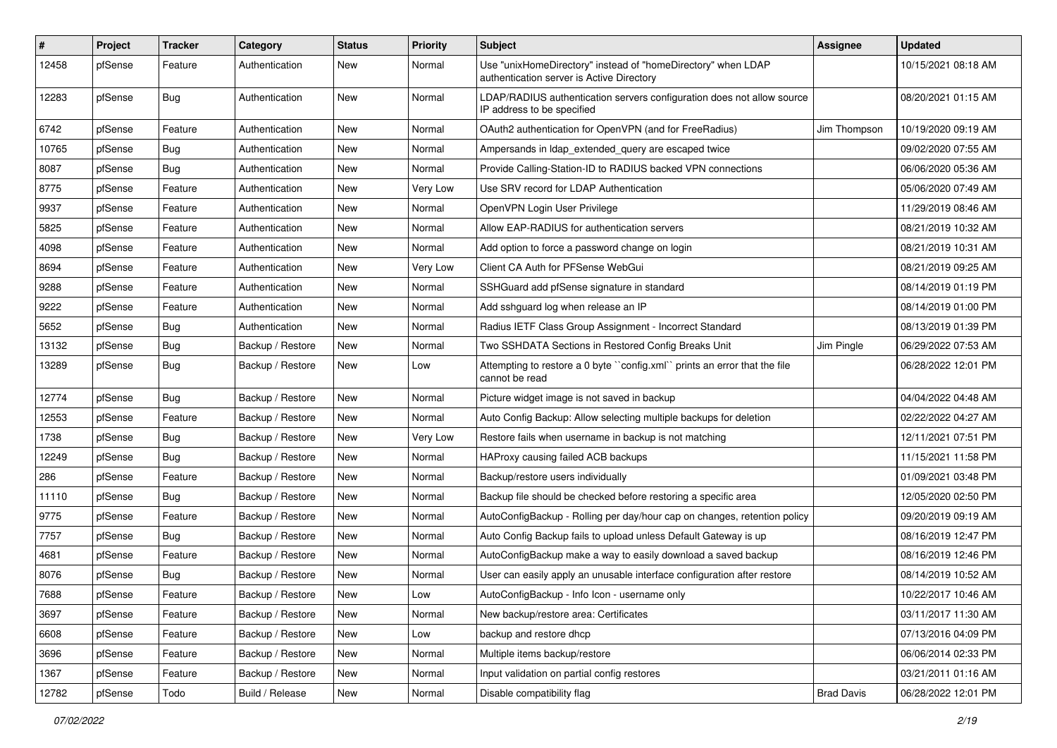| # | Project | Tracker | Category | Status | Priority | Subject | Assignee | Updated |
|---|---|---|---|---|---|---|---|---|
| 12458 | pfSense | Feature | Authentication | New | Normal | Use "unixHomeDirectory" instead of "homeDirectory" when LDAP authentication server is Active Directory | | 10/15/2021 08:18 AM |
| 12283 | pfSense | Bug | Authentication | New | Normal | LDAP/RADIUS authentication servers configuration does not allow source IP address to be specified | | 08/20/2021 01:15 AM |
| 6742 | pfSense | Feature | Authentication | New | Normal | OAuth2 authentication for OpenVPN (and for FreeRadius) | Jim Thompson | 10/19/2020 09:19 AM |
| 10765 | pfSense | Bug | Authentication | New | Normal | Ampersands in ldap_extended_query are escaped twice | | 09/02/2020 07:55 AM |
| 8087 | pfSense | Bug | Authentication | New | Normal | Provide Calling-Station-ID to RADIUS backed VPN connections | | 06/06/2020 05:36 AM |
| 8775 | pfSense | Feature | Authentication | New | Very Low | Use SRV record for LDAP Authentication | | 05/06/2020 07:49 AM |
| 9937 | pfSense | Feature | Authentication | New | Normal | OpenVPN Login User Privilege | | 11/29/2019 08:46 AM |
| 5825 | pfSense | Feature | Authentication | New | Normal | Allow EAP-RADIUS for authentication servers | | 08/21/2019 10:32 AM |
| 4098 | pfSense | Feature | Authentication | New | Normal | Add option to force a password change on login | | 08/21/2019 10:31 AM |
| 8694 | pfSense | Feature | Authentication | New | Very Low | Client CA Auth for PFSense WebGui | | 08/21/2019 09:25 AM |
| 9288 | pfSense | Feature | Authentication | New | Normal | SSHGuard add pfSense signature in standard | | 08/14/2019 01:19 PM |
| 9222 | pfSense | Feature | Authentication | New | Normal | Add sshguard log when release an IP | | 08/14/2019 01:00 PM |
| 5652 | pfSense | Bug | Authentication | New | Normal | Radius IETF Class Group Assignment - Incorrect Standard | | 08/13/2019 01:39 PM |
| 13132 | pfSense | Bug | Backup / Restore | New | Normal | Two SSHDATA Sections in Restored Config Breaks Unit | Jim Pingle | 06/29/2022 07:53 AM |
| 13289 | pfSense | Bug | Backup / Restore | New | Low | Attempting to restore a 0 byte ``config.xml`` prints an error that the file cannot be read | | 06/28/2022 12:01 PM |
| 12774 | pfSense | Bug | Backup / Restore | New | Normal | Picture widget image is not saved in backup | | 04/04/2022 04:48 AM |
| 12553 | pfSense | Feature | Backup / Restore | New | Normal | Auto Config Backup: Allow selecting multiple backups for deletion | | 02/22/2022 04:27 AM |
| 1738 | pfSense | Bug | Backup / Restore | New | Very Low | Restore fails when username in backup is not matching | | 12/11/2021 07:51 PM |
| 12249 | pfSense | Bug | Backup / Restore | New | Normal | HAProxy causing failed ACB backups | | 11/15/2021 11:58 PM |
| 286 | pfSense | Feature | Backup / Restore | New | Normal | Backup/restore users individually | | 01/09/2021 03:48 PM |
| 11110 | pfSense | Bug | Backup / Restore | New | Normal | Backup file should be checked before restoring a specific area | | 12/05/2020 02:50 PM |
| 9775 | pfSense | Feature | Backup / Restore | New | Normal | AutoConfigBackup - Rolling per day/hour cap on changes, retention policy | | 09/20/2019 09:19 AM |
| 7757 | pfSense | Bug | Backup / Restore | New | Normal | Auto Config Backup fails to upload unless Default Gateway is up | | 08/16/2019 12:47 PM |
| 4681 | pfSense | Feature | Backup / Restore | New | Normal | AutoConfigBackup make a way to easily download a saved backup | | 08/16/2019 12:46 PM |
| 8076 | pfSense | Bug | Backup / Restore | New | Normal | User can easily apply an unusable interface configuration after restore | | 08/14/2019 10:52 AM |
| 7688 | pfSense | Feature | Backup / Restore | New | Low | AutoConfigBackup - Info Icon - username only | | 10/22/2017 10:46 AM |
| 3697 | pfSense | Feature | Backup / Restore | New | Normal | New backup/restore area: Certificates | | 03/11/2017 11:30 AM |
| 6608 | pfSense | Feature | Backup / Restore | New | Low | backup and restore dhcp | | 07/13/2016 04:09 PM |
| 3696 | pfSense | Feature | Backup / Restore | New | Normal | Multiple items backup/restore | | 06/06/2014 02:33 PM |
| 1367 | pfSense | Feature | Backup / Restore | New | Normal | Input validation on partial config restores | | 03/21/2011 01:16 AM |
| 12782 | pfSense | Todo | Build / Release | New | Normal | Disable compatibility flag | Brad Davis | 06/28/2022 12:01 PM |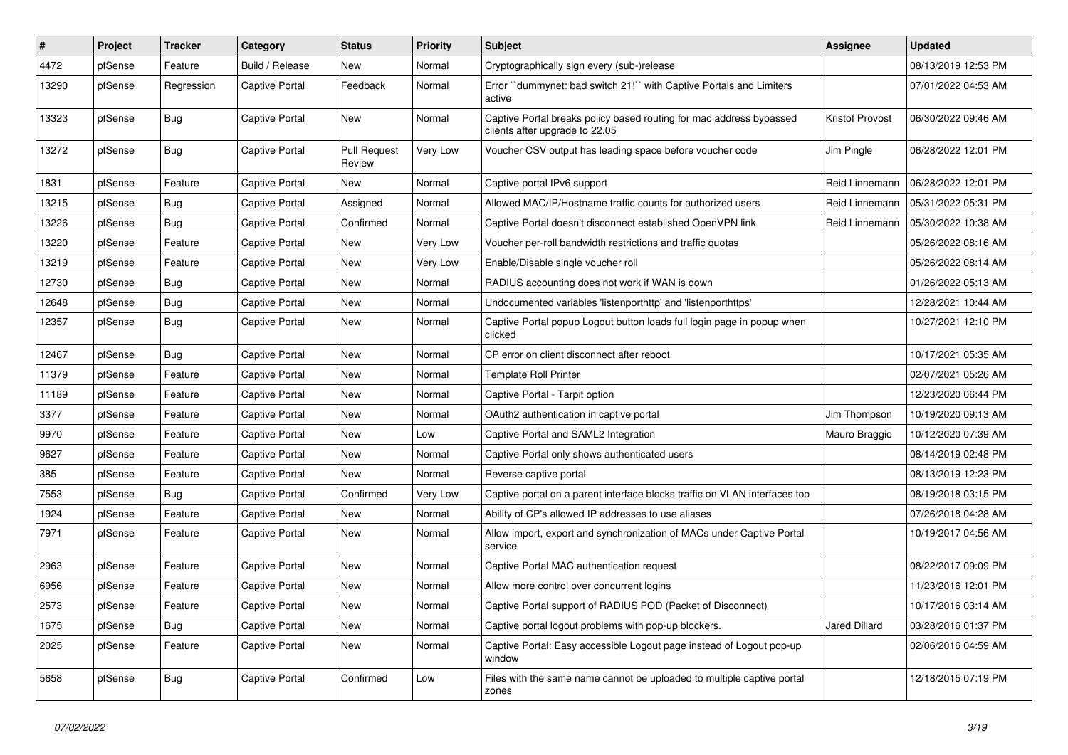| # | Project | Tracker | Category | Status | Priority | Subject | Assignee | Updated |
|---|---|---|---|---|---|---|---|---|
| 4472 | pfSense | Feature | Build / Release | New | Normal | Cryptographically sign every (sub-)release | | 08/13/2019 12:53 PM |
| 13290 | pfSense | Regression | Captive Portal | Feedback | Normal | Error ``dummynet: bad switch 21!`` with Captive Portals and Limiters active | | 07/01/2022 04:53 AM |
| 13323 | pfSense | Bug | Captive Portal | New | Normal | Captive Portal breaks policy based routing for mac address bypassed clients after upgrade to 22.05 | Kristof Provost | 06/30/2022 09:46 AM |
| 13272 | pfSense | Bug | Captive Portal | Pull Request Review | Very Low | Voucher CSV output has leading space before voucher code | Jim Pingle | 06/28/2022 12:01 PM |
| 1831 | pfSense | Feature | Captive Portal | New | Normal | Captive portal IPv6 support | Reid Linnemann | 06/28/2022 12:01 PM |
| 13215 | pfSense | Bug | Captive Portal | Assigned | Normal | Allowed MAC/IP/Hostname traffic counts for authorized users | Reid Linnemann | 05/31/2022 05:31 PM |
| 13226 | pfSense | Bug | Captive Portal | Confirmed | Normal | Captive Portal doesn't disconnect established OpenVPN link | Reid Linnemann | 05/30/2022 10:38 AM |
| 13220 | pfSense | Feature | Captive Portal | New | Very Low | Voucher per-roll bandwidth restrictions and traffic quotas | | 05/26/2022 08:16 AM |
| 13219 | pfSense | Feature | Captive Portal | New | Very Low | Enable/Disable single voucher roll | | 05/26/2022 08:14 AM |
| 12730 | pfSense | Bug | Captive Portal | New | Normal | RADIUS accounting does not work if WAN is down | | 01/26/2022 05:13 AM |
| 12648 | pfSense | Bug | Captive Portal | New | Normal | Undocumented variables 'listenporthttp' and 'listenporthttps' | | 12/28/2021 10:44 AM |
| 12357 | pfSense | Bug | Captive Portal | New | Normal | Captive Portal popup Logout button loads full login page in popup when clicked | | 10/27/2021 12:10 PM |
| 12467 | pfSense | Bug | Captive Portal | New | Normal | CP error on client disconnect after reboot | | 10/17/2021 05:35 AM |
| 11379 | pfSense | Feature | Captive Portal | New | Normal | Template Roll Printer | | 02/07/2021 05:26 AM |
| 11189 | pfSense | Feature | Captive Portal | New | Normal | Captive Portal - Tarpit option | | 12/23/2020 06:44 PM |
| 3377 | pfSense | Feature | Captive Portal | New | Normal | OAuth2 authentication in captive portal | Jim Thompson | 10/19/2020 09:13 AM |
| 9970 | pfSense | Feature | Captive Portal | New | Low | Captive Portal and SAML2 Integration | Mauro Braggio | 10/12/2020 07:39 AM |
| 9627 | pfSense | Feature | Captive Portal | New | Normal | Captive Portal only shows authenticated users | | 08/14/2019 02:48 PM |
| 385 | pfSense | Feature | Captive Portal | New | Normal | Reverse captive portal | | 08/13/2019 12:23 PM |
| 7553 | pfSense | Bug | Captive Portal | Confirmed | Very Low | Captive portal on a parent interface blocks traffic on VLAN interfaces too | | 08/19/2018 03:15 PM |
| 1924 | pfSense | Feature | Captive Portal | New | Normal | Ability of CP's allowed IP addresses to use aliases | | 07/26/2018 04:28 AM |
| 7971 | pfSense | Feature | Captive Portal | New | Normal | Allow import, export and synchronization of MACs under Captive Portal service | | 10/19/2017 04:56 AM |
| 2963 | pfSense | Feature | Captive Portal | New | Normal | Captive Portal MAC authentication request | | 08/22/2017 09:09 PM |
| 6956 | pfSense | Feature | Captive Portal | New | Normal | Allow more control over concurrent logins | | 11/23/2016 12:01 PM |
| 2573 | pfSense | Feature | Captive Portal | New | Normal | Captive Portal support of RADIUS POD (Packet of Disconnect) | | 10/17/2016 03:14 AM |
| 1675 | pfSense | Bug | Captive Portal | New | Normal | Captive portal logout problems with pop-up blockers. | Jared Dillard | 03/28/2016 01:37 PM |
| 2025 | pfSense | Feature | Captive Portal | New | Normal | Captive Portal: Easy accessible Logout page instead of Logout pop-up window | | 02/06/2016 04:59 AM |
| 5658 | pfSense | Bug | Captive Portal | Confirmed | Low | Files with the same name cannot be uploaded to multiple captive portal zones | | 12/18/2015 07:19 PM |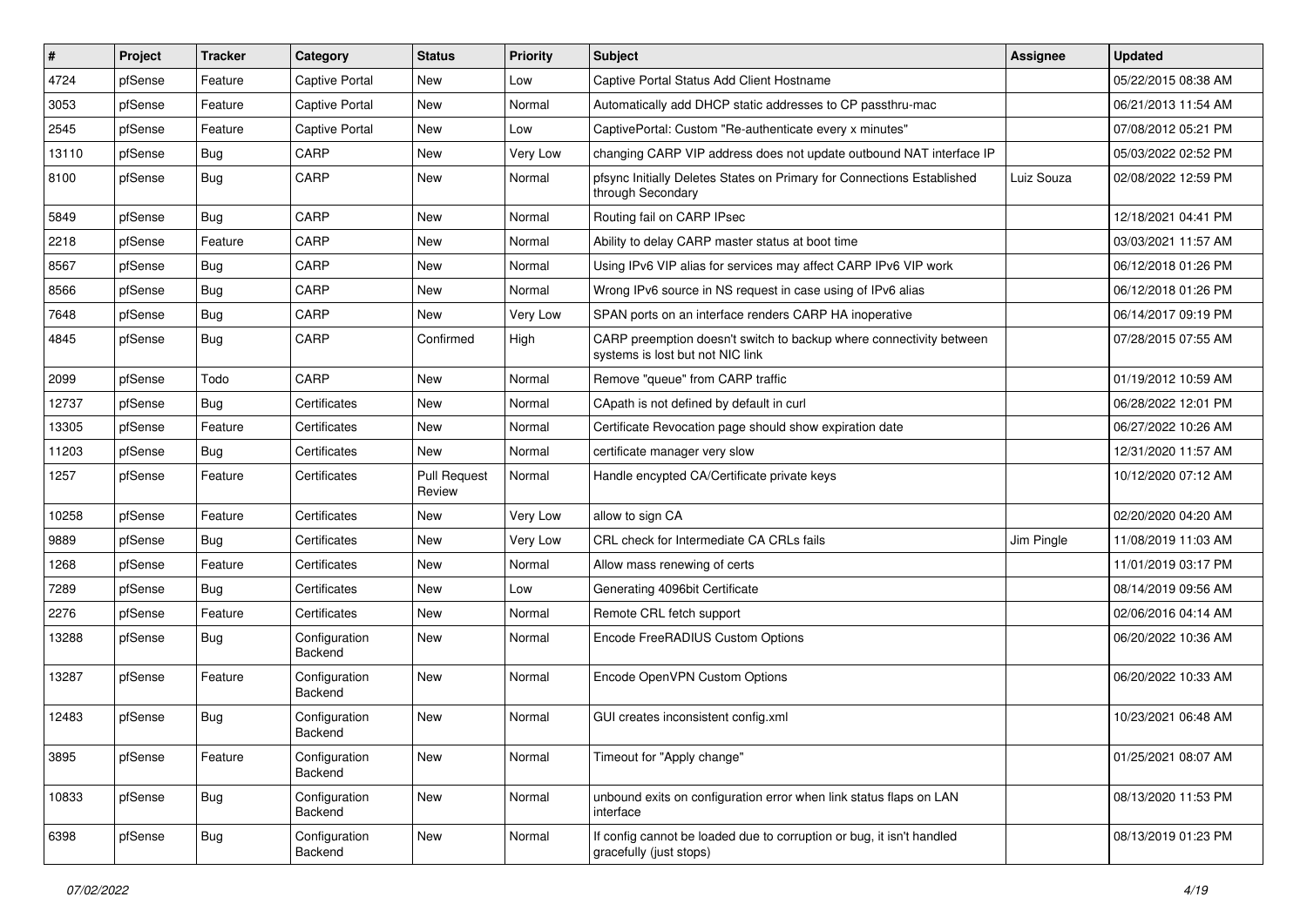| # | Project | Tracker | Category | Status | Priority | Subject | Assignee | Updated |
|---|---|---|---|---|---|---|---|---|
| 4724 | pfSense | Feature | Captive Portal | New | Low | Captive Portal Status Add Client Hostname | | 05/22/2015 08:38 AM |
| 3053 | pfSense | Feature | Captive Portal | New | Normal | Automatically add DHCP static addresses to CP passthru-mac | | 06/21/2013 11:54 AM |
| 2545 | pfSense | Feature | Captive Portal | New | Low | CaptivePortal: Custom "Re-authenticate every x minutes" | | 07/08/2012 05:21 PM |
| 13110 | pfSense | Bug | CARP | New | Very Low | changing CARP VIP address does not update outbound NAT interface IP | | 05/03/2022 02:52 PM |
| 8100 | pfSense | Bug | CARP | New | Normal | pfsync Initially Deletes States on Primary for Connections Established through Secondary | Luiz Souza | 02/08/2022 12:59 PM |
| 5849 | pfSense | Bug | CARP | New | Normal | Routing fail on CARP IPsec | | 12/18/2021 04:41 PM |
| 2218 | pfSense | Feature | CARP | New | Normal | Ability to delay CARP master status at boot time | | 03/03/2021 11:57 AM |
| 8567 | pfSense | Bug | CARP | New | Normal | Using IPv6 VIP alias for services may affect CARP IPv6 VIP work | | 06/12/2018 01:26 PM |
| 8566 | pfSense | Bug | CARP | New | Normal | Wrong IPv6 source in NS request in case using of IPv6 alias | | 06/12/2018 01:26 PM |
| 7648 | pfSense | Bug | CARP | New | Very Low | SPAN ports on an interface renders CARP HA inoperative | | 06/14/2017 09:19 PM |
| 4845 | pfSense | Bug | CARP | Confirmed | High | CARP preemption doesn't switch to backup where connectivity between systems is lost but not NIC link | | 07/28/2015 07:55 AM |
| 2099 | pfSense | Todo | CARP | New | Normal | Remove "queue" from CARP traffic | | 01/19/2012 10:59 AM |
| 12737 | pfSense | Bug | Certificates | New | Normal | CApath is not defined by default in curl | | 06/28/2022 12:01 PM |
| 13305 | pfSense | Feature | Certificates | New | Normal | Certificate Revocation page should show expiration date | | 06/27/2022 10:26 AM |
| 11203 | pfSense | Bug | Certificates | New | Normal | certificate manager very slow | | 12/31/2020 11:57 AM |
| 1257 | pfSense | Feature | Certificates | Pull Request Review | Normal | Handle encypted CA/Certificate private keys | | 10/12/2020 07:12 AM |
| 10258 | pfSense | Feature | Certificates | New | Very Low | allow to sign CA | | 02/20/2020 04:20 AM |
| 9889 | pfSense | Bug | Certificates | New | Very Low | CRL check for Intermediate CA CRLs fails | Jim Pingle | 11/08/2019 11:03 AM |
| 1268 | pfSense | Feature | Certificates | New | Normal | Allow mass renewing of certs | | 11/01/2019 03:17 PM |
| 7289 | pfSense | Bug | Certificates | New | Low | Generating 4096bit Certificate | | 08/14/2019 09:56 AM |
| 2276 | pfSense | Feature | Certificates | New | Normal | Remote CRL fetch support | | 02/06/2016 04:14 AM |
| 13288 | pfSense | Bug | Configuration Backend | New | Normal | Encode FreeRADIUS Custom Options | | 06/20/2022 10:36 AM |
| 13287 | pfSense | Feature | Configuration Backend | New | Normal | Encode OpenVPN Custom Options | | 06/20/2022 10:33 AM |
| 12483 | pfSense | Bug | Configuration Backend | New | Normal | GUI creates inconsistent config.xml | | 10/23/2021 06:48 AM |
| 3895 | pfSense | Feature | Configuration Backend | New | Normal | Timeout for "Apply change" | | 01/25/2021 08:07 AM |
| 10833 | pfSense | Bug | Configuration Backend | New | Normal | unbound exits on configuration error when link status flaps on LAN interface | | 08/13/2020 11:53 PM |
| 6398 | pfSense | Bug | Configuration Backend | New | Normal | If config cannot be loaded due to corruption or bug, it isn't handled gracefully (just stops) | | 08/13/2019 01:23 PM |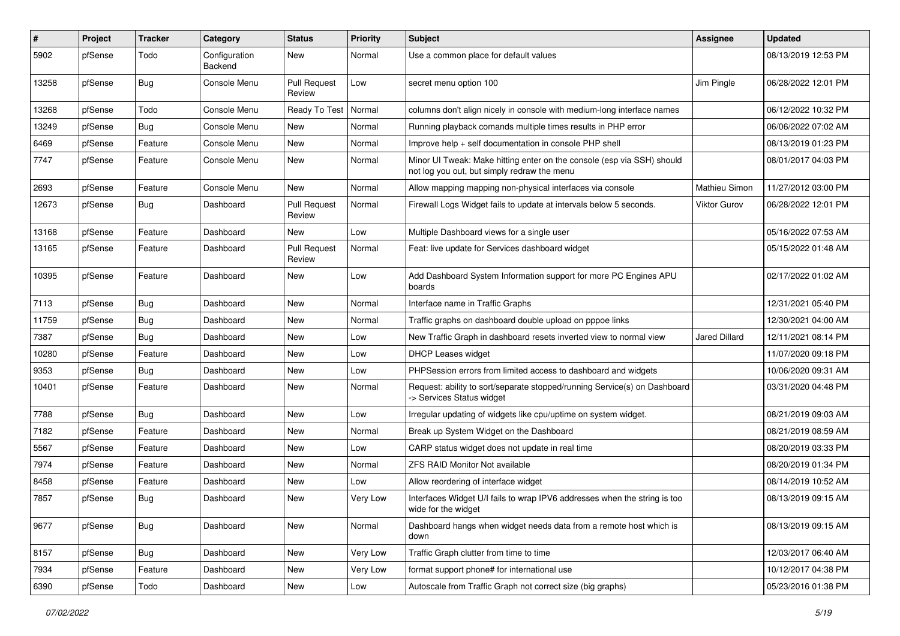| # | Project | Tracker | Category | Status | Priority | Subject | Assignee | Updated |
|---|---|---|---|---|---|---|---|---|
| 5902 | pfSense | Todo | Configuration Backend | New | Normal | Use a common place for default values | | 08/13/2019 12:53 PM |
| 13258 | pfSense | Bug | Console Menu | Pull Request Review | Low | secret menu option 100 | Jim Pingle | 06/28/2022 12:01 PM |
| 13268 | pfSense | Todo | Console Menu | Ready To Test | Normal | columns don't align nicely in console with medium-long interface names | | 06/12/2022 10:32 PM |
| 13249 | pfSense | Bug | Console Menu | New | Normal | Running playback comands multiple times results in PHP error | | 06/06/2022 07:02 AM |
| 6469 | pfSense | Feature | Console Menu | New | Normal | Improve help + self documentation in console PHP shell | | 08/13/2019 01:23 PM |
| 7747 | pfSense | Feature | Console Menu | New | Normal | Minor UI Tweak: Make hitting enter on the console (esp via SSH) should not log you out, but simply redraw the menu | | 08/01/2017 04:03 PM |
| 2693 | pfSense | Feature | Console Menu | New | Normal | Allow mapping mapping non-physical interfaces via console | Mathieu Simon | 11/27/2012 03:00 PM |
| 12673 | pfSense | Bug | Dashboard | Pull Request Review | Normal | Firewall Logs Widget fails to update at intervals below 5 seconds. | Viktor Gurov | 06/28/2022 12:01 PM |
| 13168 | pfSense | Feature | Dashboard | New | Low | Multiple Dashboard views for a single user | | 05/16/2022 07:53 AM |
| 13165 | pfSense | Feature | Dashboard | Pull Request Review | Normal | Feat: live update for Services dashboard widget | | 05/15/2022 01:48 AM |
| 10395 | pfSense | Feature | Dashboard | New | Low | Add Dashboard System Information support for more PC Engines APU boards | | 02/17/2022 01:02 AM |
| 7113 | pfSense | Bug | Dashboard | New | Normal | Interface name in Traffic Graphs | | 12/31/2021 05:40 PM |
| 11759 | pfSense | Bug | Dashboard | New | Normal | Traffic graphs on dashboard double upload on pppoe links | | 12/30/2021 04:00 AM |
| 7387 | pfSense | Bug | Dashboard | New | Low | New Traffic Graph in dashboard resets inverted view to normal view | Jared Dillard | 12/11/2021 08:14 PM |
| 10280 | pfSense | Feature | Dashboard | New | Low | DHCP Leases widget | | 11/07/2020 09:18 PM |
| 9353 | pfSense | Bug | Dashboard | New | Low | PHPSession errors from limited access to dashboard and widgets | | 10/06/2020 09:31 AM |
| 10401 | pfSense | Feature | Dashboard | New | Normal | Request: ability to sort/separate stopped/running Service(s) on Dashboard -> Services Status widget | | 03/31/2020 04:48 PM |
| 7788 | pfSense | Bug | Dashboard | New | Low | Irregular updating of widgets like cpu/uptime on system widget. | | 08/21/2019 09:03 AM |
| 7182 | pfSense | Feature | Dashboard | New | Normal | Break up System Widget on the Dashboard | | 08/21/2019 08:59 AM |
| 5567 | pfSense | Feature | Dashboard | New | Low | CARP status widget does not update in real time | | 08/20/2019 03:33 PM |
| 7974 | pfSense | Feature | Dashboard | New | Normal | ZFS RAID Monitor Not available | | 08/20/2019 01:34 PM |
| 8458 | pfSense | Feature | Dashboard | New | Low | Allow reordering of interface widget | | 08/14/2019 10:52 AM |
| 7857 | pfSense | Bug | Dashboard | New | Very Low | Interfaces Widget U/I fails to wrap IPV6 addresses when the string is too wide for the widget | | 08/13/2019 09:15 AM |
| 9677 | pfSense | Bug | Dashboard | New | Normal | Dashboard hangs when widget needs data from a remote host which is down | | 08/13/2019 09:15 AM |
| 8157 | pfSense | Bug | Dashboard | New | Very Low | Traffic Graph clutter from time to time | | 12/03/2017 06:40 AM |
| 7934 | pfSense | Feature | Dashboard | New | Very Low | format support phone# for international use | | 10/12/2017 04:38 PM |
| 6390 | pfSense | Todo | Dashboard | New | Low | Autoscale from Traffic Graph not correct size (big graphs) | | 05/23/2016 01:38 PM |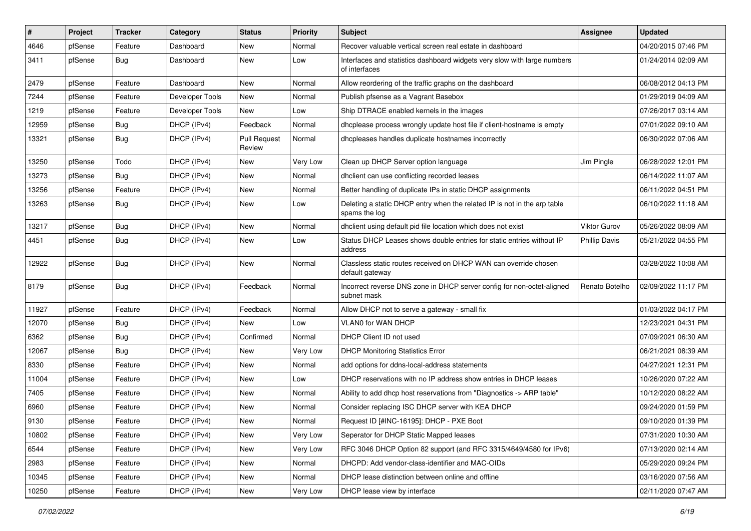| # | Project | Tracker | Category | Status | Priority | Subject | Assignee | Updated |
|---|---|---|---|---|---|---|---|---|
| 4646 | pfSense | Feature | Dashboard | New | Normal | Recover valuable vertical screen real estate in dashboard | | 04/20/2015 07:46 PM |
| 3411 | pfSense | Bug | Dashboard | New | Low | Interfaces and statistics dashboard widgets very slow with large numbers of interfaces | | 01/24/2014 02:09 AM |
| 2479 | pfSense | Feature | Dashboard | New | Normal | Allow reordering of the traffic graphs on the dashboard | | 06/08/2012 04:13 PM |
| 7244 | pfSense | Feature | Developer Tools | New | Normal | Publish pfsense as a Vagrant Basebox | | 01/29/2019 04:09 AM |
| 1219 | pfSense | Feature | Developer Tools | New | Low | Ship DTRACE enabled kernels in the images | | 07/26/2017 03:14 AM |
| 12959 | pfSense | Bug | DHCP (IPv4) | Feedback | Normal | dhcplease process wrongly update host file if client-hostname is empty | | 07/01/2022 09:10 AM |
| 13321 | pfSense | Bug | DHCP (IPv4) | Pull Request Review | Normal | dhcpleases handles duplicate hostnames incorrectly | | 06/30/2022 07:06 AM |
| 13250 | pfSense | Todo | DHCP (IPv4) | New | Very Low | Clean up DHCP Server option language | Jim Pingle | 06/28/2022 12:01 PM |
| 13273 | pfSense | Bug | DHCP (IPv4) | New | Normal | dhclient can use conflicting recorded leases | | 06/14/2022 11:07 AM |
| 13256 | pfSense | Feature | DHCP (IPv4) | New | Normal | Better handling of duplicate IPs in static DHCP assignments | | 06/11/2022 04:51 PM |
| 13263 | pfSense | Bug | DHCP (IPv4) | New | Low | Deleting a static DHCP entry when the related IP is not in the arp table spams the log | | 06/10/2022 11:18 AM |
| 13217 | pfSense | Bug | DHCP (IPv4) | New | Normal | dhclient using default pid file location which does not exist | Viktor Gurov | 05/26/2022 08:09 AM |
| 4451 | pfSense | Bug | DHCP (IPv4) | New | Low | Status DHCP Leases shows double entries for static entries without IP address | Phillip Davis | 05/21/2022 04:55 PM |
| 12922 | pfSense | Bug | DHCP (IPv4) | New | Normal | Classless static routes received on DHCP WAN can override chosen default gateway | | 03/28/2022 10:08 AM |
| 8179 | pfSense | Bug | DHCP (IPv4) | Feedback | Normal | Incorrect reverse DNS zone in DHCP server config for non-octet-aligned subnet mask | Renato Botelho | 02/09/2022 11:17 PM |
| 11927 | pfSense | Feature | DHCP (IPv4) | Feedback | Normal | Allow DHCP not to serve a gateway - small fix | | 01/03/2022 04:17 PM |
| 12070 | pfSense | Bug | DHCP (IPv4) | New | Low | VLAN0 for WAN DHCP | | 12/23/2021 04:31 PM |
| 6362 | pfSense | Bug | DHCP (IPv4) | Confirmed | Normal | DHCP Client ID not used | | 07/09/2021 06:30 AM |
| 12067 | pfSense | Bug | DHCP (IPv4) | New | Very Low | DHCP Monitoring Statistics Error | | 06/21/2021 08:39 AM |
| 8330 | pfSense | Feature | DHCP (IPv4) | New | Normal | add options for ddns-local-address statements | | 04/27/2021 12:31 PM |
| 11004 | pfSense | Feature | DHCP (IPv4) | New | Low | DHCP reservations with no IP address show entries in DHCP leases | | 10/26/2020 07:22 AM |
| 7405 | pfSense | Feature | DHCP (IPv4) | New | Normal | Ability to add dhcp host reservations from "Diagnostics -> ARP table" | | 10/12/2020 08:22 AM |
| 6960 | pfSense | Feature | DHCP (IPv4) | New | Normal | Consider replacing ISC DHCP server with KEA DHCP | | 09/24/2020 01:59 PM |
| 9130 | pfSense | Feature | DHCP (IPv4) | New | Normal | Request ID [#INC-16195]: DHCP - PXE Boot | | 09/10/2020 01:39 PM |
| 10802 | pfSense | Feature | DHCP (IPv4) | New | Very Low | Seperator for DHCP Static Mapped leases | | 07/31/2020 10:30 AM |
| 6544 | pfSense | Feature | DHCP (IPv4) | New | Very Low | RFC 3046 DHCP Option 82 support (and RFC 3315/4649/4580 for IPv6) | | 07/13/2020 02:14 AM |
| 2983 | pfSense | Feature | DHCP (IPv4) | New | Normal | DHCPD: Add vendor-class-identifier and MAC-OIDs | | 05/29/2020 09:24 PM |
| 10345 | pfSense | Feature | DHCP (IPv4) | New | Normal | DHCP lease distinction between online and offline | | 03/16/2020 07:56 AM |
| 10250 | pfSense | Feature | DHCP (IPv4) | New | Very Low | DHCP lease view by interface | | 02/11/2020 07:47 AM |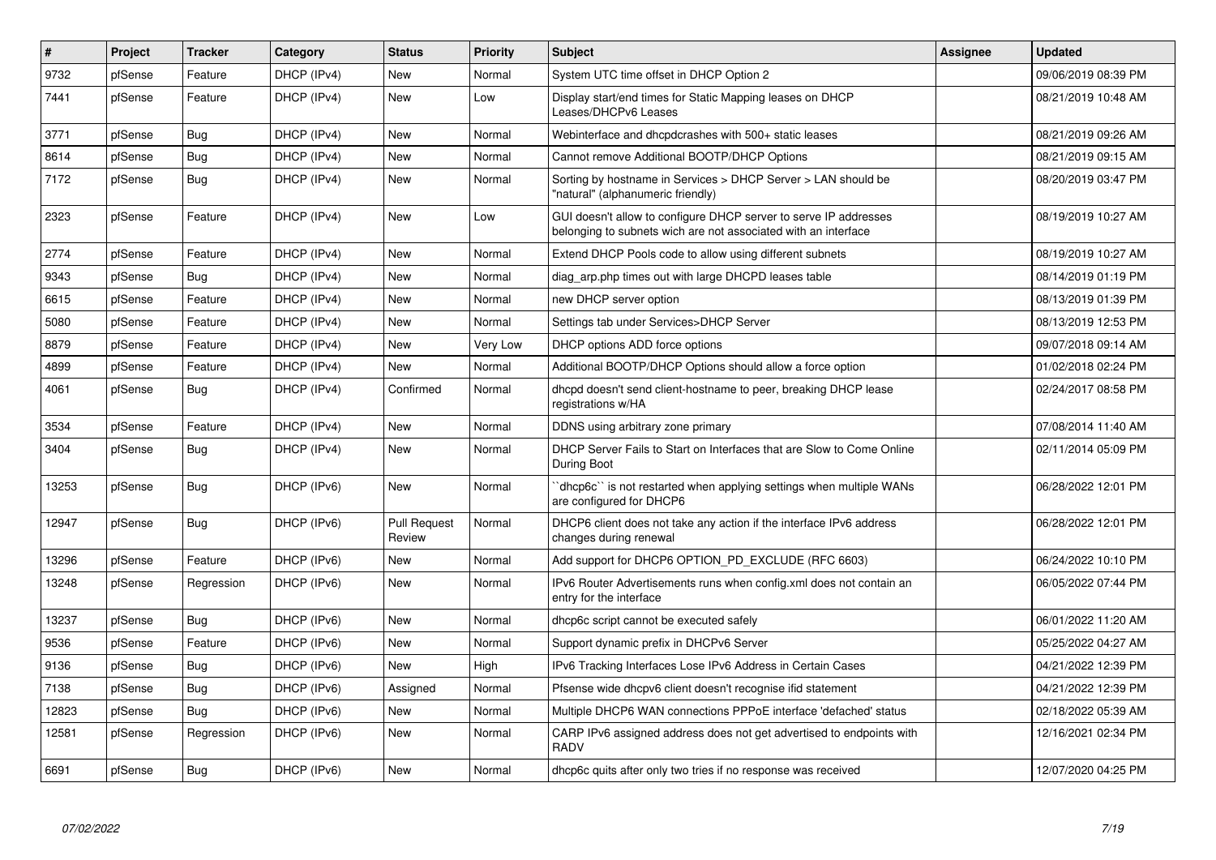| # | Project | Tracker | Category | Status | Priority | Subject | Assignee | Updated |
|---|---|---|---|---|---|---|---|---|
| 9732 | pfSense | Feature | DHCP (IPv4) | New | Normal | System UTC time offset in DHCP Option 2 | | 09/06/2019 08:39 PM |
| 7441 | pfSense | Feature | DHCP (IPv4) | New | Low | Display start/end times for Static Mapping leases on DHCP Leases/DHCPv6 Leases | | 08/21/2019 10:48 AM |
| 3771 | pfSense | Bug | DHCP (IPv4) | New | Normal | Webinterface and dhcpdcrashes with 500+ static leases | | 08/21/2019 09:26 AM |
| 8614 | pfSense | Bug | DHCP (IPv4) | New | Normal | Cannot remove Additional BOOTP/DHCP Options | | 08/21/2019 09:15 AM |
| 7172 | pfSense | Bug | DHCP (IPv4) | New | Normal | Sorting by hostname in Services > DHCP Server > LAN should be "natural" (alphanumeric friendly) | | 08/20/2019 03:47 PM |
| 2323 | pfSense | Feature | DHCP (IPv4) | New | Low | GUI doesn't allow to configure DHCP server to serve IP addresses belonging to subnets wich are not associated with an interface | | 08/19/2019 10:27 AM |
| 2774 | pfSense | Feature | DHCP (IPv4) | New | Normal | Extend DHCP Pools code to allow using different subnets | | 08/19/2019 10:27 AM |
| 9343 | pfSense | Bug | DHCP (IPv4) | New | Normal | diag_arp.php times out with large DHCPD leases table | | 08/14/2019 01:19 PM |
| 6615 | pfSense | Feature | DHCP (IPv4) | New | Normal | new DHCP server option | | 08/13/2019 01:39 PM |
| 5080 | pfSense | Feature | DHCP (IPv4) | New | Normal | Settings tab under Services>DHCP Server | | 08/13/2019 12:53 PM |
| 8879 | pfSense | Feature | DHCP (IPv4) | New | Very Low | DHCP options ADD force options | | 09/07/2018 09:14 AM |
| 4899 | pfSense | Feature | DHCP (IPv4) | New | Normal | Additional BOOTP/DHCP Options should allow a force option | | 01/02/2018 02:24 PM |
| 4061 | pfSense | Bug | DHCP (IPv4) | Confirmed | Normal | dhcpd doesn't send client-hostname to peer, breaking DHCP lease registrations w/HA | | 02/24/2017 08:58 PM |
| 3534 | pfSense | Feature | DHCP (IPv4) | New | Normal | DDNS using arbitrary zone primary | | 07/08/2014 11:40 AM |
| 3404 | pfSense | Bug | DHCP (IPv4) | New | Normal | DHCP Server Fails to Start on Interfaces that are Slow to Come Online During Boot | | 02/11/2014 05:09 PM |
| 13253 | pfSense | Bug | DHCP (IPv6) | New | Normal | ``dhcp6c`` is not restarted when applying settings when multiple WANs are configured for DHCP6 | | 06/28/2022 12:01 PM |
| 12947 | pfSense | Bug | DHCP (IPv6) | Pull Request Review | Normal | DHCP6 client does not take any action if the interface IPv6 address changes during renewal | | 06/28/2022 12:01 PM |
| 13296 | pfSense | Feature | DHCP (IPv6) | New | Normal | Add support for DHCP6 OPTION_PD_EXCLUDE (RFC 6603) | | 06/24/2022 10:10 PM |
| 13248 | pfSense | Regression | DHCP (IPv6) | New | Normal | IPv6 Router Advertisements runs when config.xml does not contain an entry for the interface | | 06/05/2022 07:44 PM |
| 13237 | pfSense | Bug | DHCP (IPv6) | New | Normal | dhcp6c script cannot be executed safely | | 06/01/2022 11:20 AM |
| 9536 | pfSense | Feature | DHCP (IPv6) | New | Normal | Support dynamic prefix in DHCPv6 Server | | 05/25/2022 04:27 AM |
| 9136 | pfSense | Bug | DHCP (IPv6) | New | High | IPv6 Tracking Interfaces Lose IPv6 Address in Certain Cases | | 04/21/2022 12:39 PM |
| 7138 | pfSense | Bug | DHCP (IPv6) | Assigned | Normal | Pfsense wide dhcpv6 client doesn't recognise ifid statement | | 04/21/2022 12:39 PM |
| 12823 | pfSense | Bug | DHCP (IPv6) | New | Normal | Multiple DHCP6 WAN connections PPPoE interface 'defached' status | | 02/18/2022 05:39 AM |
| 12581 | pfSense | Regression | DHCP (IPv6) | New | Normal | CARP IPv6 assigned address does not get advertised to endpoints with RADV | | 12/16/2021 02:34 PM |
| 6691 | pfSense | Bug | DHCP (IPv6) | New | Normal | dhcp6c quits after only two tries if no response was received | | 12/07/2020 04:25 PM |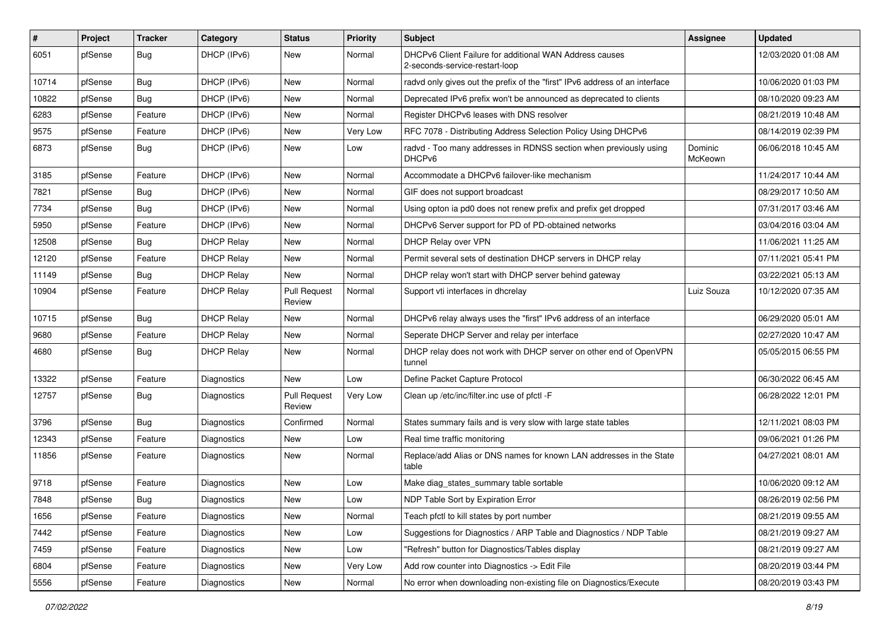| # | Project | Tracker | Category | Status | Priority | Subject | Assignee | Updated |
|---|---|---|---|---|---|---|---|---|
| 6051 | pfSense | Bug | DHCP (IPv6) | New | Normal | DHCPv6 Client Failure for additional WAN Address causes 2-seconds-service-restart-loop | | 12/03/2020 01:08 AM |
| 10714 | pfSense | Bug | DHCP (IPv6) | New | Normal | radvd only gives out the prefix of the "first" IPv6 address of an interface | | 10/06/2020 01:03 PM |
| 10822 | pfSense | Bug | DHCP (IPv6) | New | Normal | Deprecated IPv6 prefix won't be announced as deprecated to clients | | 08/10/2020 09:23 AM |
| 6283 | pfSense | Feature | DHCP (IPv6) | New | Normal | Register DHCPv6 leases with DNS resolver | | 08/21/2019 10:48 AM |
| 9575 | pfSense | Feature | DHCP (IPv6) | New | Very Low | RFC 7078 - Distributing Address Selection Policy Using DHCPv6 | | 08/14/2019 02:39 PM |
| 6873 | pfSense | Bug | DHCP (IPv6) | New | Low | radvd - Too many addresses in RDNSS section when previously using DHCPv6 | Dominic McKeown | 06/06/2018 10:45 AM |
| 3185 | pfSense | Feature | DHCP (IPv6) | New | Normal | Accommodate a DHCPv6 failover-like mechanism | | 11/24/2017 10:44 AM |
| 7821 | pfSense | Bug | DHCP (IPv6) | New | Normal | GIF does not support broadcast | | 08/29/2017 10:50 AM |
| 7734 | pfSense | Bug | DHCP (IPv6) | New | Normal | Using opton ia pd0 does not renew prefix and prefix get dropped | | 07/31/2017 03:46 AM |
| 5950 | pfSense | Feature | DHCP (IPv6) | New | Normal | DHCPv6 Server support for PD of PD-obtained networks | | 03/04/2016 03:04 AM |
| 12508 | pfSense | Bug | DHCP Relay | New | Normal | DHCP Relay over VPN | | 11/06/2021 11:25 AM |
| 12120 | pfSense | Feature | DHCP Relay | New | Normal | Permit several sets of destination DHCP servers in DHCP relay | | 07/11/2021 05:41 PM |
| 11149 | pfSense | Bug | DHCP Relay | New | Normal | DHCP relay won't start with DHCP server behind gateway | | 03/22/2021 05:13 AM |
| 10904 | pfSense | Feature | DHCP Relay | Pull Request Review | Normal | Support vti interfaces in dhcrelay | Luiz Souza | 10/12/2020 07:35 AM |
| 10715 | pfSense | Bug | DHCP Relay | New | Normal | DHCPv6 relay always uses the "first" IPv6 address of an interface | | 06/29/2020 05:01 AM |
| 9680 | pfSense | Feature | DHCP Relay | New | Normal | Seperate DHCP Server and relay per interface | | 02/27/2020 10:47 AM |
| 4680 | pfSense | Bug | DHCP Relay | New | Normal | DHCP relay does not work with DHCP server on other end of OpenVPN tunnel | | 05/05/2015 06:55 PM |
| 13322 | pfSense | Feature | Diagnostics | New | Low | Define Packet Capture Protocol | | 06/30/2022 06:45 AM |
| 12757 | pfSense | Bug | Diagnostics | Pull Request Review | Very Low | Clean up /etc/inc/filter.inc use of pfctl -F | | 06/28/2022 12:01 PM |
| 3796 | pfSense | Bug | Diagnostics | Confirmed | Normal | States summary fails and is very slow with large state tables | | 12/11/2021 08:03 PM |
| 12343 | pfSense | Feature | Diagnostics | New | Low | Real time traffic monitoring | | 09/06/2021 01:26 PM |
| 11856 | pfSense | Feature | Diagnostics | New | Normal | Replace/add Alias or DNS names for known LAN addresses in the State table | | 04/27/2021 08:01 AM |
| 9718 | pfSense | Feature | Diagnostics | New | Low | Make diag_states_summary table sortable | | 10/06/2020 09:12 AM |
| 7848 | pfSense | Bug | Diagnostics | New | Low | NDP Table Sort by Expiration Error | | 08/26/2019 02:56 PM |
| 1656 | pfSense | Feature | Diagnostics | New | Normal | Teach pfctl to kill states by port number | | 08/21/2019 09:55 AM |
| 7442 | pfSense | Feature | Diagnostics | New | Low | Suggestions for Diagnostics / ARP Table and Diagnostics / NDP Table | | 08/21/2019 09:27 AM |
| 7459 | pfSense | Feature | Diagnostics | New | Low | "Refresh" button for Diagnostics/Tables display | | 08/21/2019 09:27 AM |
| 6804 | pfSense | Feature | Diagnostics | New | Very Low | Add row counter into Diagnostics -> Edit File | | 08/20/2019 03:44 PM |
| 5556 | pfSense | Feature | Diagnostics | New | Normal | No error when downloading non-existing file on Diagnostics/Execute | | 08/20/2019 03:43 PM |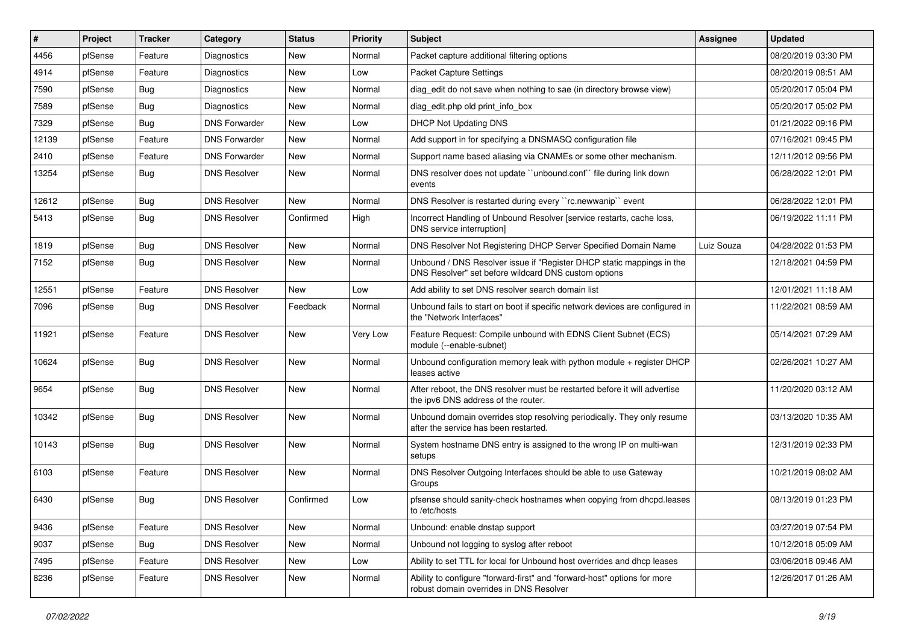| # | Project | Tracker | Category | Status | Priority | Subject | Assignee | Updated |
|---|---|---|---|---|---|---|---|---|
| 4456 | pfSense | Feature | Diagnostics | New | Normal | Packet capture additional filtering options | | 08/20/2019 03:30 PM |
| 4914 | pfSense | Feature | Diagnostics | New | Low | Packet Capture Settings | | 08/20/2019 08:51 AM |
| 7590 | pfSense | Bug | Diagnostics | New | Normal | diag_edit do not save when nothing to sae (in directory browse view) | | 05/20/2017 05:04 PM |
| 7589 | pfSense | Bug | Diagnostics | New | Normal | diag_edit.php old print_info_box | | 05/20/2017 05:02 PM |
| 7329 | pfSense | Bug | DNS Forwarder | New | Low | DHCP Not Updating DNS | | 01/21/2022 09:16 PM |
| 12139 | pfSense | Feature | DNS Forwarder | New | Normal | Add support in for specifying a DNSMASQ configuration file | | 07/16/2021 09:45 PM |
| 2410 | pfSense | Feature | DNS Forwarder | New | Normal | Support name based aliasing via CNAMEs or some other mechanism. | | 12/11/2012 09:56 PM |
| 13254 | pfSense | Bug | DNS Resolver | New | Normal | DNS resolver does not update ``unbound.conf`` file during link down events | | 06/28/2022 12:01 PM |
| 12612 | pfSense | Bug | DNS Resolver | New | Normal | DNS Resolver is restarted during every ``rc.newwanip`` event | | 06/28/2022 12:01 PM |
| 5413 | pfSense | Bug | DNS Resolver | Confirmed | High | Incorrect Handling of Unbound Resolver [service restarts, cache loss, DNS service interruption] | | 06/19/2022 11:11 PM |
| 1819 | pfSense | Bug | DNS Resolver | New | Normal | DNS Resolver Not Registering DHCP Server Specified Domain Name | Luiz Souza | 04/28/2022 01:53 PM |
| 7152 | pfSense | Bug | DNS Resolver | New | Normal | Unbound / DNS Resolver issue if "Register DHCP static mappings in the DNS Resolver" set before wildcard DNS custom options | | 12/18/2021 04:59 PM |
| 12551 | pfSense | Feature | DNS Resolver | New | Low | Add ability to set DNS resolver search domain list | | 12/01/2021 11:18 AM |
| 7096 | pfSense | Bug | DNS Resolver | Feedback | Normal | Unbound fails to start on boot if specific network devices are configured in the "Network Interfaces" | | 11/22/2021 08:59 AM |
| 11921 | pfSense | Feature | DNS Resolver | New | Very Low | Feature Request: Compile unbound with EDNS Client Subnet (ECS) module (--enable-subnet) | | 05/14/2021 07:29 AM |
| 10624 | pfSense | Bug | DNS Resolver | New | Normal | Unbound configuration memory leak with python module + register DHCP leases active | | 02/26/2021 10:27 AM |
| 9654 | pfSense | Bug | DNS Resolver | New | Normal | After reboot, the DNS resolver must be restarted before it will advertise the ipv6 DNS address of the router. | | 11/20/2020 03:12 AM |
| 10342 | pfSense | Bug | DNS Resolver | New | Normal | Unbound domain overrides stop resolving periodically. They only resume after the service has been restarted. | | 03/13/2020 10:35 AM |
| 10143 | pfSense | Bug | DNS Resolver | New | Normal | System hostname DNS entry is assigned to the wrong IP on multi-wan setups | | 12/31/2019 02:33 PM |
| 6103 | pfSense | Feature | DNS Resolver | New | Normal | DNS Resolver Outgoing Interfaces should be able to use Gateway Groups | | 10/21/2019 08:02 AM |
| 6430 | pfSense | Bug | DNS Resolver | Confirmed | Low | pfsense should sanity-check hostnames when copying from dhcpd.leases to /etc/hosts | | 08/13/2019 01:23 PM |
| 9436 | pfSense | Feature | DNS Resolver | New | Normal | Unbound: enable dnstap support | | 03/27/2019 07:54 PM |
| 9037 | pfSense | Bug | DNS Resolver | New | Normal | Unbound not logging to syslog after reboot | | 10/12/2018 05:09 AM |
| 7495 | pfSense | Feature | DNS Resolver | New | Low | Ability to set TTL for local for Unbound host overrides and dhcp leases | | 03/06/2018 09:46 AM |
| 8236 | pfSense | Feature | DNS Resolver | New | Normal | Ability to configure "forward-first" and "forward-host" options for more robust domain overrides in DNS Resolver | | 12/26/2017 01:26 AM |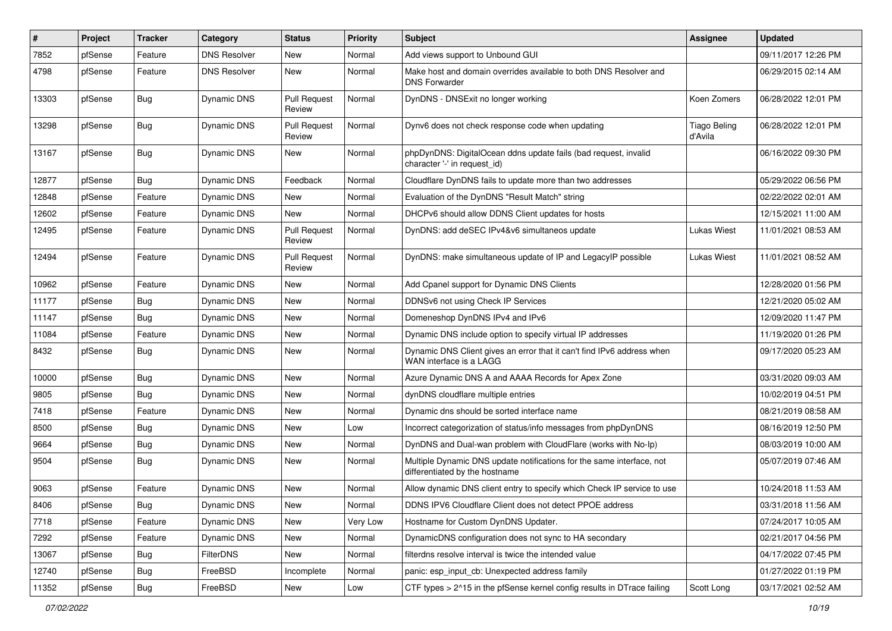| # | Project | Tracker | Category | Status | Priority | Subject | Assignee | Updated |
|---|---|---|---|---|---|---|---|---|
| 7852 | pfSense | Feature | DNS Resolver | New | Normal | Add views support to Unbound GUI | | 09/11/2017 12:26 PM |
| 4798 | pfSense | Feature | DNS Resolver | New | Normal | Make host and domain overrides available to both DNS Resolver and DNS Forwarder | | 06/29/2015 02:14 AM |
| 13303 | pfSense | Bug | Dynamic DNS | Pull Request Review | Normal | DynDNS - DNSExit no longer working | Koen Zomers | 06/28/2022 12:01 PM |
| 13298 | pfSense | Bug | Dynamic DNS | Pull Request Review | Normal | Dynv6 does not check response code when updating | Tiago Beling d'Avila | 06/28/2022 12:01 PM |
| 13167 | pfSense | Bug | Dynamic DNS | New | Normal | phpDynDNS: DigitalOcean ddns update fails (bad request, invalid character '-' in request_id) | | 06/16/2022 09:30 PM |
| 12877 | pfSense | Bug | Dynamic DNS | Feedback | Normal | Cloudflare DynDNS fails to update more than two addresses | | 05/29/2022 06:56 PM |
| 12848 | pfSense | Feature | Dynamic DNS | New | Normal | Evaluation of the DynDNS "Result Match" string | | 02/22/2022 02:01 AM |
| 12602 | pfSense | Feature | Dynamic DNS | New | Normal | DHCPv6 should allow DDNS Client updates for hosts | | 12/15/2021 11:00 AM |
| 12495 | pfSense | Feature | Dynamic DNS | Pull Request Review | Normal | DynDNS: add deSEC IPv4&v6 simultaneos update | Lukas Wiest | 11/01/2021 08:53 AM |
| 12494 | pfSense | Feature | Dynamic DNS | Pull Request Review | Normal | DynDNS: make simultaneous update of IP and LegacyIP possible | Lukas Wiest | 11/01/2021 08:52 AM |
| 10962 | pfSense | Feature | Dynamic DNS | New | Normal | Add Cpanel support for Dynamic DNS Clients | | 12/28/2020 01:56 PM |
| 11177 | pfSense | Bug | Dynamic DNS | New | Normal | DDNSv6 not using Check IP Services | | 12/21/2020 05:02 AM |
| 11147 | pfSense | Bug | Dynamic DNS | New | Normal | Domeneshop DynDNS IPv4 and IPv6 | | 12/09/2020 11:47 PM |
| 11084 | pfSense | Feature | Dynamic DNS | New | Normal | Dynamic DNS include option to specify virtual IP addresses | | 11/19/2020 01:26 PM |
| 8432 | pfSense | Bug | Dynamic DNS | New | Normal | Dynamic DNS Client gives an error that it can't find IPv6 address when WAN interface is a LAGG | | 09/17/2020 05:23 AM |
| 10000 | pfSense | Bug | Dynamic DNS | New | Normal | Azure Dynamic DNS A and AAAA Records for Apex Zone | | 03/31/2020 09:03 AM |
| 9805 | pfSense | Bug | Dynamic DNS | New | Normal | dynDNS cloudflare multiple entries | | 10/02/2019 04:51 PM |
| 7418 | pfSense | Feature | Dynamic DNS | New | Normal | Dynamic dns should be sorted interface name | | 08/21/2019 08:58 AM |
| 8500 | pfSense | Bug | Dynamic DNS | New | Low | Incorrect categorization of status/info messages from phpDynDNS | | 08/16/2019 12:50 PM |
| 9664 | pfSense | Bug | Dynamic DNS | New | Normal | DynDNS and Dual-wan problem with CloudFlare (works with No-Ip) | | 08/03/2019 10:00 AM |
| 9504 | pfSense | Bug | Dynamic DNS | New | Normal | Multiple Dynamic DNS update notifications for the same interface, not differentiated by the hostname | | 05/07/2019 07:46 AM |
| 9063 | pfSense | Feature | Dynamic DNS | New | Normal | Allow dynamic DNS client entry to specify which Check IP service to use | | 10/24/2018 11:53 AM |
| 8406 | pfSense | Bug | Dynamic DNS | New | Normal | DDNS IPV6 Cloudflare Client does not detect PPOE address | | 03/31/2018 11:56 AM |
| 7718 | pfSense | Feature | Dynamic DNS | New | Very Low | Hostname for Custom DynDNS Updater. | | 07/24/2017 10:05 AM |
| 7292 | pfSense | Feature | Dynamic DNS | New | Normal | DynamicDNS configuration does not sync to HA secondary | | 02/21/2017 04:56 PM |
| 13067 | pfSense | Bug | FilterDNS | New | Normal | filterdns resolve interval is twice the intended value | | 04/17/2022 07:45 PM |
| 12740 | pfSense | Bug | FreeBSD | Incomplete | Normal | panic: esp_input_cb: Unexpected address family | | 01/27/2022 01:19 PM |
| 11352 | pfSense | Bug | FreeBSD | New | Low | CTF types > 2^15 in the pfSense kernel config results in DTrace failing | Scott Long | 03/17/2021 02:52 AM |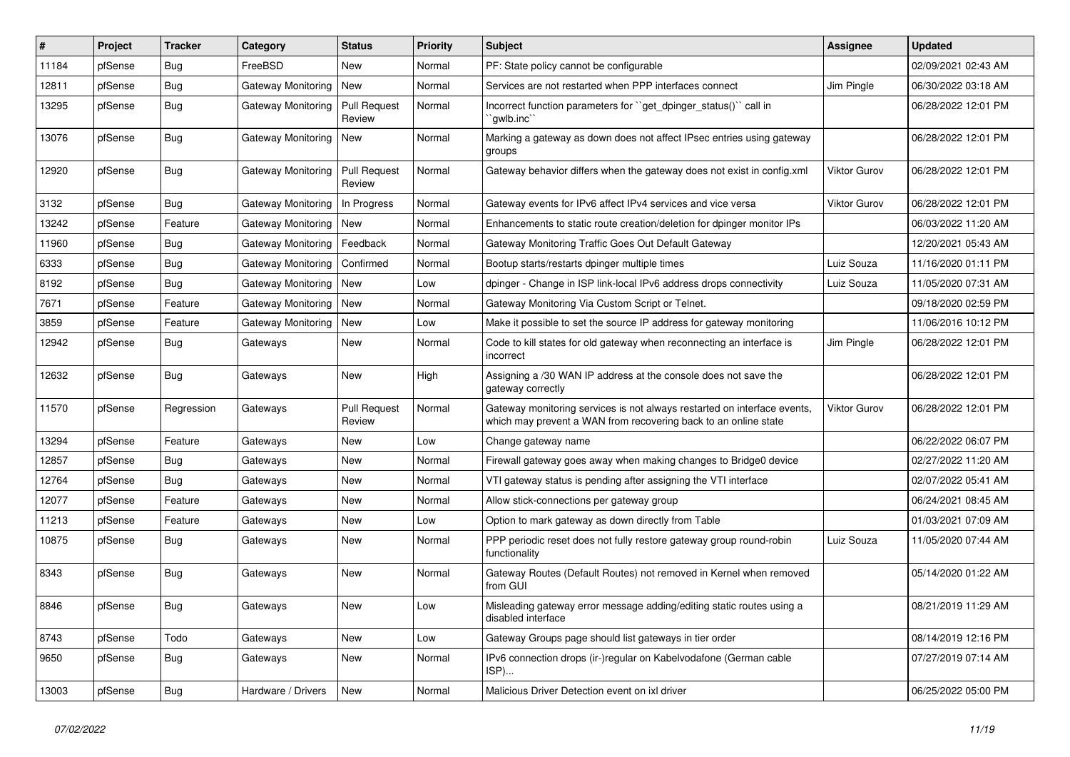| # | Project | Tracker | Category | Status | Priority | Subject | Assignee | Updated |
|---|---|---|---|---|---|---|---|---|
| 11184 | pfSense | Bug | FreeBSD | New | Normal | PF: State policy cannot be configurable | | 02/09/2021 02:43 AM |
| 12811 | pfSense | Bug | Gateway Monitoring | New | Normal | Services are not restarted when PPP interfaces connect | Jim Pingle | 06/30/2022 03:18 AM |
| 13295 | pfSense | Bug | Gateway Monitoring | Pull Request Review | Normal | Incorrect function parameters for ``get_dpinger_status()`` call in ``gwlb.inc`` | | 06/28/2022 12:01 PM |
| 13076 | pfSense | Bug | Gateway Monitoring | New | Normal | Marking a gateway as down does not affect IPsec entries using gateway groups | | 06/28/2022 12:01 PM |
| 12920 | pfSense | Bug | Gateway Monitoring | Pull Request Review | Normal | Gateway behavior differs when the gateway does not exist in config.xml | Viktor Gurov | 06/28/2022 12:01 PM |
| 3132 | pfSense | Bug | Gateway Monitoring | In Progress | Normal | Gateway events for IPv6 affect IPv4 services and vice versa | Viktor Gurov | 06/28/2022 12:01 PM |
| 13242 | pfSense | Feature | Gateway Monitoring | New | Normal | Enhancements to static route creation/deletion for dpinger monitor IPs | | 06/03/2022 11:20 AM |
| 11960 | pfSense | Bug | Gateway Monitoring | Feedback | Normal | Gateway Monitoring Traffic Goes Out Default Gateway | | 12/20/2021 05:43 AM |
| 6333 | pfSense | Bug | Gateway Monitoring | Confirmed | Normal | Bootup starts/restarts dpinger multiple times | Luiz Souza | 11/16/2020 01:11 PM |
| 8192 | pfSense | Bug | Gateway Monitoring | New | Low | dpinger - Change in ISP link-local IPv6 address drops connectivity | Luiz Souza | 11/05/2020 07:31 AM |
| 7671 | pfSense | Feature | Gateway Monitoring | New | Normal | Gateway Monitoring Via Custom Script or Telnet. | | 09/18/2020 02:59 PM |
| 3859 | pfSense | Feature | Gateway Monitoring | New | Low | Make it possible to set the source IP address for gateway monitoring | | 11/06/2016 10:12 PM |
| 12942 | pfSense | Bug | Gateways | New | Normal | Code to kill states for old gateway when reconnecting an interface is incorrect | Jim Pingle | 06/28/2022 12:01 PM |
| 12632 | pfSense | Bug | Gateways | New | High | Assigning a /30 WAN IP address at the console does not save the gateway correctly | | 06/28/2022 12:01 PM |
| 11570 | pfSense | Regression | Gateways | Pull Request Review | Normal | Gateway monitoring services is not always restarted on interface events, which may prevent a WAN from recovering back to an online state | Viktor Gurov | 06/28/2022 12:01 PM |
| 13294 | pfSense | Feature | Gateways | New | Low | Change gateway name | | 06/22/2022 06:07 PM |
| 12857 | pfSense | Bug | Gateways | New | Normal | Firewall gateway goes away when making changes to Bridge0 device | | 02/27/2022 11:20 AM |
| 12764 | pfSense | Bug | Gateways | New | Normal | VTI gateway status is pending after assigning the VTI interface | | 02/07/2022 05:41 AM |
| 12077 | pfSense | Feature | Gateways | New | Normal | Allow stick-connections per gateway group | | 06/24/2021 08:45 AM |
| 11213 | pfSense | Feature | Gateways | New | Low | Option to mark gateway as down directly from Table | | 01/03/2021 07:09 AM |
| 10875 | pfSense | Bug | Gateways | New | Normal | PPP periodic reset does not fully restore gateway group round-robin functionality | Luiz Souza | 11/05/2020 07:44 AM |
| 8343 | pfSense | Bug | Gateways | New | Normal | Gateway Routes (Default Routes) not removed in Kernel when removed from GUI | | 05/14/2020 01:22 AM |
| 8846 | pfSense | Bug | Gateways | New | Low | Misleading gateway error message adding/editing static routes using a disabled interface | | 08/21/2019 11:29 AM |
| 8743 | pfSense | Todo | Gateways | New | Low | Gateway Groups page should list gateways in tier order | | 08/14/2019 12:16 PM |
| 9650 | pfSense | Bug | Gateways | New | Normal | IPv6 connection drops (ir-)regular on Kabelvodafone (German cable ISP)... | | 07/27/2019 07:14 AM |
| 13003 | pfSense | Bug | Hardware / Drivers | New | Normal | Malicious Driver Detection event on ixl driver | | 06/25/2022 05:00 PM |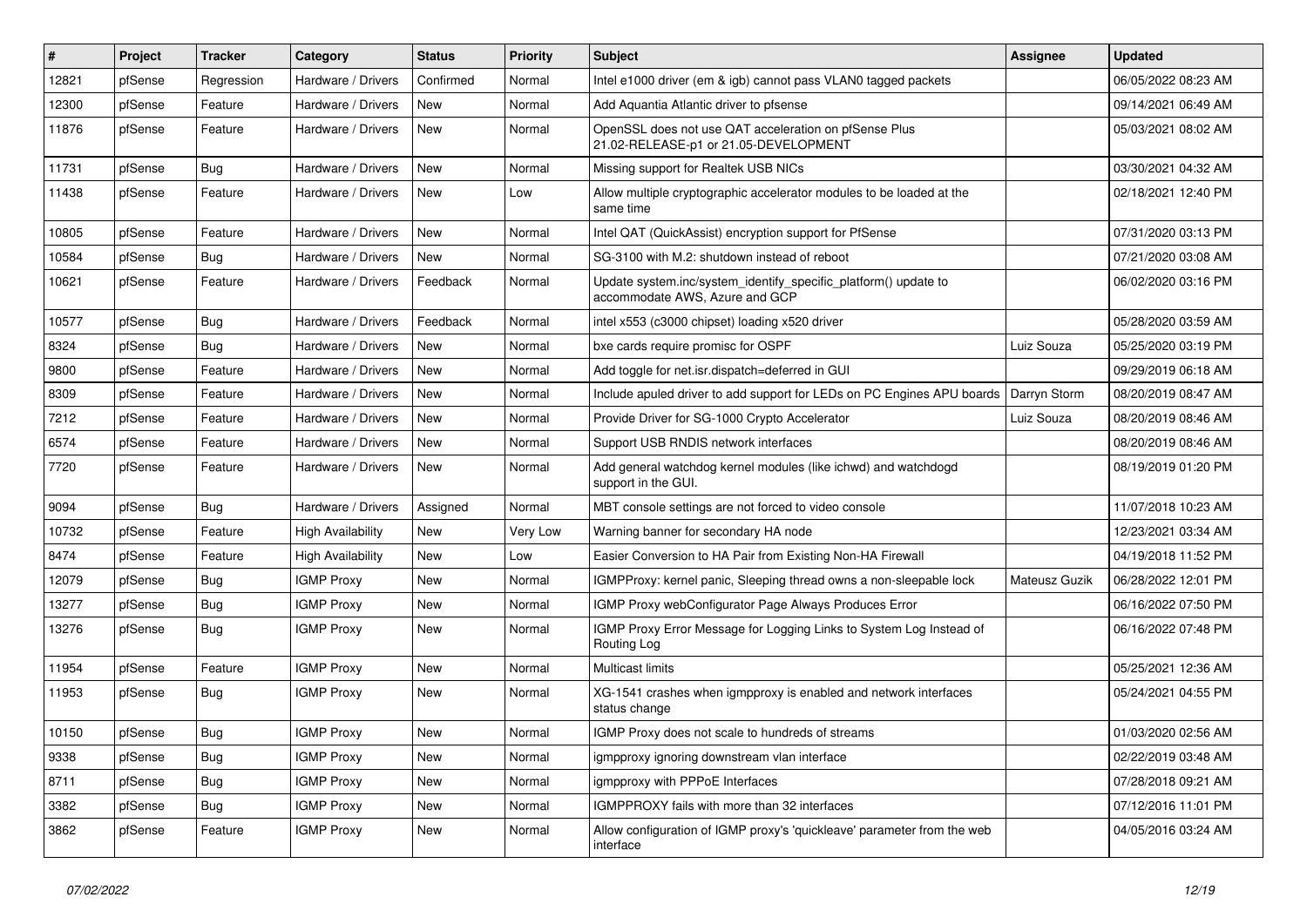| # | Project | Tracker | Category | Status | Priority | Subject | Assignee | Updated |
|---|---|---|---|---|---|---|---|---|
| 12821 | pfSense | Regression | Hardware / Drivers | Confirmed | Normal | Intel e1000 driver (em & igb) cannot pass VLAN0 tagged packets | | 06/05/2022 08:23 AM |
| 12300 | pfSense | Feature | Hardware / Drivers | New | Normal | Add Aquantia Atlantic driver to pfsense | | 09/14/2021 06:49 AM |
| 11876 | pfSense | Feature | Hardware / Drivers | New | Normal | OpenSSL does not use QAT acceleration on pfSense Plus 21.02-RELEASE-p1 or 21.05-DEVELOPMENT | | 05/03/2021 08:02 AM |
| 11731 | pfSense | Bug | Hardware / Drivers | New | Normal | Missing support for Realtek USB NICs | | 03/30/2021 04:32 AM |
| 11438 | pfSense | Feature | Hardware / Drivers | New | Low | Allow multiple cryptographic accelerator modules to be loaded at the same time | | 02/18/2021 12:40 PM |
| 10805 | pfSense | Feature | Hardware / Drivers | New | Normal | Intel QAT (QuickAssist) encryption support for PfSense | | 07/31/2020 03:13 PM |
| 10584 | pfSense | Bug | Hardware / Drivers | New | Normal | SG-3100 with M.2: shutdown instead of reboot | | 07/21/2020 03:08 AM |
| 10621 | pfSense | Feature | Hardware / Drivers | Feedback | Normal | Update system.inc/system_identify_specific_platform() update to accommodate AWS, Azure and GCP | | 06/02/2020 03:16 PM |
| 10577 | pfSense | Bug | Hardware / Drivers | Feedback | Normal | intel x553 (c3000 chipset) loading x520 driver | | 05/28/2020 03:59 AM |
| 8324 | pfSense | Bug | Hardware / Drivers | New | Normal | bxe cards require promisc for OSPF | Luiz Souza | 05/25/2020 03:19 PM |
| 9800 | pfSense | Feature | Hardware / Drivers | New | Normal | Add toggle for net.isr.dispatch=deferred in GUI | | 09/29/2019 06:18 AM |
| 8309 | pfSense | Feature | Hardware / Drivers | New | Normal | Include apuled driver to add support for LEDs on PC Engines APU boards | Darryn Storm | 08/20/2019 08:47 AM |
| 7212 | pfSense | Feature | Hardware / Drivers | New | Normal | Provide Driver for SG-1000 Crypto Accelerator | Luiz Souza | 08/20/2019 08:46 AM |
| 6574 | pfSense | Feature | Hardware / Drivers | New | Normal | Support USB RNDIS network interfaces | | 08/20/2019 08:46 AM |
| 7720 | pfSense | Feature | Hardware / Drivers | New | Normal | Add general watchdog kernel modules (like ichwd) and watchdogd support in the GUI. | | 08/19/2019 01:20 PM |
| 9094 | pfSense | Bug | Hardware / Drivers | Assigned | Normal | MBT console settings are not forced to video console | | 11/07/2018 10:23 AM |
| 10732 | pfSense | Feature | High Availability | New | Very Low | Warning banner for secondary HA node | | 12/23/2021 03:34 AM |
| 8474 | pfSense | Feature | High Availability | New | Low | Easier Conversion to HA Pair from Existing Non-HA Firewall | | 04/19/2018 11:52 PM |
| 12079 | pfSense | Bug | IGMP Proxy | New | Normal | IGMPProxy: kernel panic, Sleeping thread owns a non-sleepable lock | Mateusz Guzik | 06/28/2022 12:01 PM |
| 13277 | pfSense | Bug | IGMP Proxy | New | Normal | IGMP Proxy webConfigurator Page Always Produces Error | | 06/16/2022 07:50 PM |
| 13276 | pfSense | Bug | IGMP Proxy | New | Normal | IGMP Proxy Error Message for Logging Links to System Log Instead of Routing Log | | 06/16/2022 07:48 PM |
| 11954 | pfSense | Feature | IGMP Proxy | New | Normal | Multicast limits | | 05/25/2021 12:36 AM |
| 11953 | pfSense | Bug | IGMP Proxy | New | Normal | XG-1541 crashes when igmpproxy is enabled and network interfaces status change | | 05/24/2021 04:55 PM |
| 10150 | pfSense | Bug | IGMP Proxy | New | Normal | IGMP Proxy does not scale to hundreds of streams | | 01/03/2020 02:56 AM |
| 9338 | pfSense | Bug | IGMP Proxy | New | Normal | igmpproxy ignoring downstream vlan interface | | 02/22/2019 03:48 AM |
| 8711 | pfSense | Bug | IGMP Proxy | New | Normal | igmpproxy with PPPoE Interfaces | | 07/28/2018 09:21 AM |
| 3382 | pfSense | Bug | IGMP Proxy | New | Normal | IGMPPROXY fails with more than 32 interfaces | | 07/12/2016 11:01 PM |
| 3862 | pfSense | Feature | IGMP Proxy | New | Normal | Allow configuration of IGMP proxy's 'quickleave' parameter from the web interface | | 04/05/2016 03:24 AM |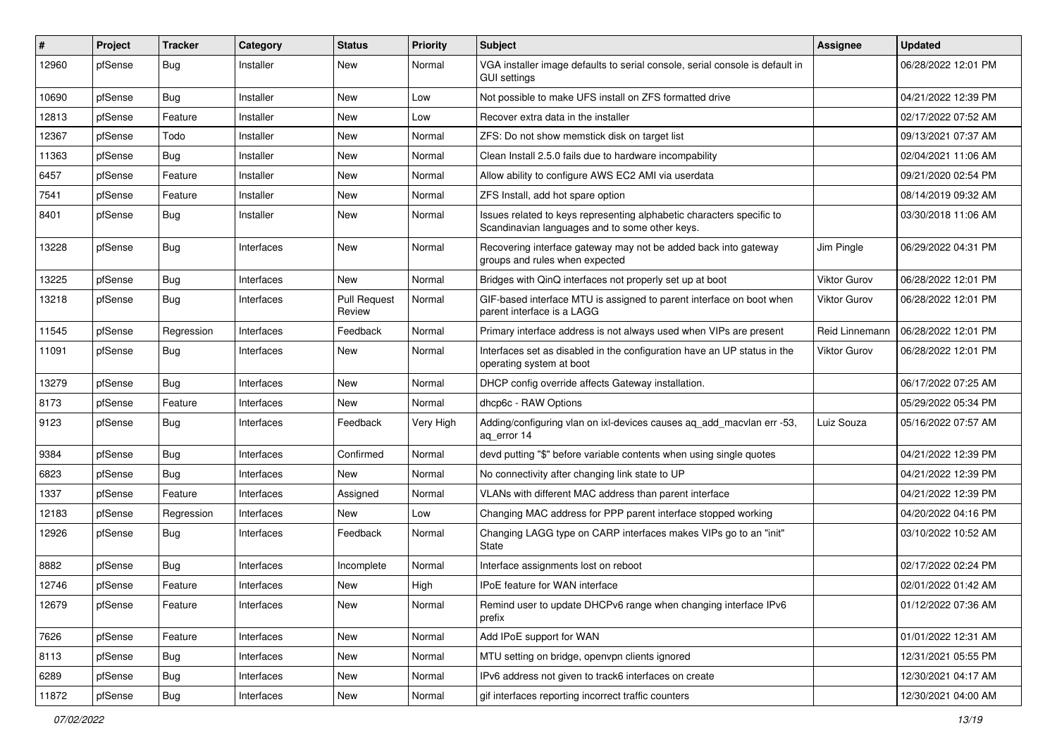| # | Project | Tracker | Category | Status | Priority | Subject | Assignee | Updated |
|---|---|---|---|---|---|---|---|---|
| 12960 | pfSense | Bug | Installer | New | Normal | VGA installer image defaults to serial console, serial console is default in GUI settings | | 06/28/2022 12:01 PM |
| 10690 | pfSense | Bug | Installer | New | Low | Not possible to make UFS install on ZFS formatted drive | | 04/21/2022 12:39 PM |
| 12813 | pfSense | Feature | Installer | New | Low | Recover extra data in the installer | | 02/17/2022 07:52 AM |
| 12367 | pfSense | Todo | Installer | New | Normal | ZFS: Do not show memstick disk on target list | | 09/13/2021 07:37 AM |
| 11363 | pfSense | Bug | Installer | New | Normal | Clean Install 2.5.0 fails due to hardware incompability | | 02/04/2021 11:06 AM |
| 6457 | pfSense | Feature | Installer | New | Normal | Allow ability to configure AWS EC2 AMI via userdata | | 09/21/2020 02:54 PM |
| 7541 | pfSense | Feature | Installer | New | Normal | ZFS Install, add hot spare option | | 08/14/2019 09:32 AM |
| 8401 | pfSense | Bug | Installer | New | Normal | Issues related to keys representing alphabetic characters specific to Scandinavian languages and to some other keys. | | 03/30/2018 11:06 AM |
| 13228 | pfSense | Bug | Interfaces | New | Normal | Recovering interface gateway may not be added back into gateway groups and rules when expected | Jim Pingle | 06/29/2022 04:31 PM |
| 13225 | pfSense | Bug | Interfaces | New | Normal | Bridges with QinQ interfaces not properly set up at boot | Viktor Gurov | 06/28/2022 12:01 PM |
| 13218 | pfSense | Bug | Interfaces | Pull Request Review | Normal | GIF-based interface MTU is assigned to parent interface on boot when parent interface is a LAGG | Viktor Gurov | 06/28/2022 12:01 PM |
| 11545 | pfSense | Regression | Interfaces | Feedback | Normal | Primary interface address is not always used when VIPs are present | Reid Linnemann | 06/28/2022 12:01 PM |
| 11091 | pfSense | Bug | Interfaces | New | Normal | Interfaces set as disabled in the configuration have an UP status in the operating system at boot | Viktor Gurov | 06/28/2022 12:01 PM |
| 13279 | pfSense | Bug | Interfaces | New | Normal | DHCP config override affects Gateway installation. | | 06/17/2022 07:25 AM |
| 8173 | pfSense | Feature | Interfaces | New | Normal | dhcp6c - RAW Options | | 05/29/2022 05:34 PM |
| 9123 | pfSense | Bug | Interfaces | Feedback | Very High | Adding/configuring vlan on ixl-devices causes aq_add_macvlan err -53, aq_error 14 | Luiz Souza | 05/16/2022 07:57 AM |
| 9384 | pfSense | Bug | Interfaces | Confirmed | Normal | devd putting "$" before variable contents when using single quotes | | 04/21/2022 12:39 PM |
| 6823 | pfSense | Bug | Interfaces | New | Normal | No connectivity after changing link state to UP | | 04/21/2022 12:39 PM |
| 1337 | pfSense | Feature | Interfaces | Assigned | Normal | VLANs with different MAC address than parent interface | | 04/21/2022 12:39 PM |
| 12183 | pfSense | Regression | Interfaces | New | Low | Changing MAC address for PPP parent interface stopped working | | 04/20/2022 04:16 PM |
| 12926 | pfSense | Bug | Interfaces | Feedback | Normal | Changing LAGG type on CARP interfaces makes VIPs go to an "init" State | | 03/10/2022 10:52 AM |
| 8882 | pfSense | Bug | Interfaces | Incomplete | Normal | Interface assignments lost on reboot | | 02/17/2022 02:24 PM |
| 12746 | pfSense | Feature | Interfaces | New | High | IPoE feature for WAN interface | | 02/01/2022 01:42 AM |
| 12679 | pfSense | Feature | Interfaces | New | Normal | Remind user to update DHCPv6 range when changing interface IPv6 prefix | | 01/12/2022 07:36 AM |
| 7626 | pfSense | Feature | Interfaces | New | Normal | Add IPoE support for WAN | | 01/01/2022 12:31 AM |
| 8113 | pfSense | Bug | Interfaces | New | Normal | MTU setting on bridge, openvpn clients ignored | | 12/31/2021 05:55 PM |
| 6289 | pfSense | Bug | Interfaces | New | Normal | IPv6 address not given to track6 interfaces on create | | 12/30/2021 04:17 AM |
| 11872 | pfSense | Bug | Interfaces | New | Normal | gif interfaces reporting incorrect traffic counters | | 12/30/2021 04:00 AM |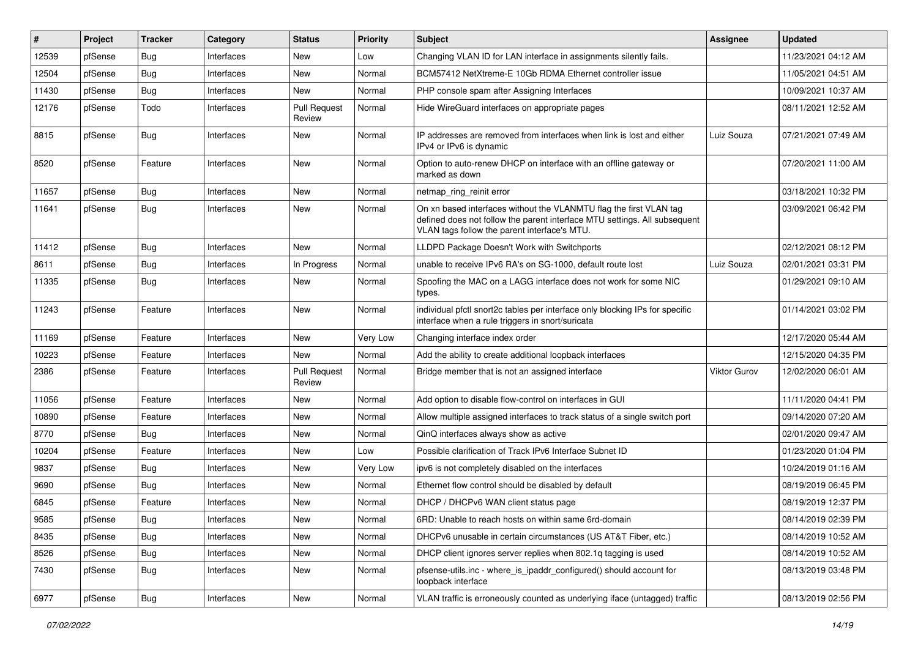| # | Project | Tracker | Category | Status | Priority | Subject | Assignee | Updated |
|---|---|---|---|---|---|---|---|---|
| 12539 | pfSense | Bug | Interfaces | New | Low | Changing VLAN ID for LAN interface in assignments silently fails. | | 11/23/2021 04:12 AM |
| 12504 | pfSense | Bug | Interfaces | New | Normal | BCM57412 NetXtreme-E 10Gb RDMA Ethernet controller issue | | 11/05/2021 04:51 AM |
| 11430 | pfSense | Bug | Interfaces | New | Normal | PHP console spam after Assigning Interfaces | | 10/09/2021 10:37 AM |
| 12176 | pfSense | Todo | Interfaces | Pull Request Review | Normal | Hide WireGuard interfaces on appropriate pages | | 08/11/2021 12:52 AM |
| 8815 | pfSense | Bug | Interfaces | New | Normal | IP addresses are removed from interfaces when link is lost and either IPv4 or IPv6 is dynamic | Luiz Souza | 07/21/2021 07:49 AM |
| 8520 | pfSense | Feature | Interfaces | New | Normal | Option to auto-renew DHCP on interface with an offline gateway or marked as down | | 07/20/2021 11:00 AM |
| 11657 | pfSense | Bug | Interfaces | New | Normal | netmap_ring_reinit error | | 03/18/2021 10:32 PM |
| 11641 | pfSense | Bug | Interfaces | New | Normal | On xn based interfaces without the VLANMTU flag the first VLAN tag defined does not follow the parent interface MTU settings. All subsequent VLAN tags follow the parent interface's MTU. | | 03/09/2021 06:42 PM |
| 11412 | pfSense | Bug | Interfaces | New | Normal | LLDPD Package Doesn't Work with Switchports | | 02/12/2021 08:12 PM |
| 8611 | pfSense | Bug | Interfaces | In Progress | Normal | unable to receive IPv6 RA's on SG-1000, default route lost | Luiz Souza | 02/01/2021 03:31 PM |
| 11335 | pfSense | Bug | Interfaces | New | Normal | Spoofing the MAC on a LAGG interface does not work for some NIC types. | | 01/29/2021 09:10 AM |
| 11243 | pfSense | Feature | Interfaces | New | Normal | individual pfctl snort2c tables per interface only blocking IPs for specific interface when a rule triggers in snort/suricata | | 01/14/2021 03:02 PM |
| 11169 | pfSense | Feature | Interfaces | New | Very Low | Changing interface index order | | 12/17/2020 05:44 AM |
| 10223 | pfSense | Feature | Interfaces | New | Normal | Add the ability to create additional loopback interfaces | | 12/15/2020 04:35 PM |
| 2386 | pfSense | Feature | Interfaces | Pull Request Review | Normal | Bridge member that is not an assigned interface | Viktor Gurov | 12/02/2020 06:01 AM |
| 11056 | pfSense | Feature | Interfaces | New | Normal | Add option to disable flow-control on interfaces in GUI | | 11/11/2020 04:41 PM |
| 10890 | pfSense | Feature | Interfaces | New | Normal | Allow multiple assigned interfaces to track status of a single switch port | | 09/14/2020 07:20 AM |
| 8770 | pfSense | Bug | Interfaces | New | Normal | QinQ interfaces always show as active | | 02/01/2020 09:47 AM |
| 10204 | pfSense | Feature | Interfaces | New | Low | Possible clarification of Track IPv6 Interface Subnet ID | | 01/23/2020 01:04 PM |
| 9837 | pfSense | Bug | Interfaces | New | Very Low | ipv6 is not completely disabled on the interfaces | | 10/24/2019 01:16 AM |
| 9690 | pfSense | Bug | Interfaces | New | Normal | Ethernet flow control should be disabled by default | | 08/19/2019 06:45 PM |
| 6845 | pfSense | Feature | Interfaces | New | Normal | DHCP / DHCPv6 WAN client status page | | 08/19/2019 12:37 PM |
| 9585 | pfSense | Bug | Interfaces | New | Normal | 6RD: Unable to reach hosts on within same 6rd-domain | | 08/14/2019 02:39 PM |
| 8435 | pfSense | Bug | Interfaces | New | Normal | DHCPv6 unusable in certain circumstances (US AT&T Fiber, etc.) | | 08/14/2019 10:52 AM |
| 8526 | pfSense | Bug | Interfaces | New | Normal | DHCP client ignores server replies when 802.1q tagging is used | | 08/14/2019 10:52 AM |
| 7430 | pfSense | Bug | Interfaces | New | Normal | pfsense-utils.inc - where_is_ipaddr_configured() should account for loopback interface | | 08/13/2019 03:48 PM |
| 6977 | pfSense | Bug | Interfaces | New | Normal | VLAN traffic is erroneously counted as underlying iface (untagged) traffic | | 08/13/2019 02:56 PM |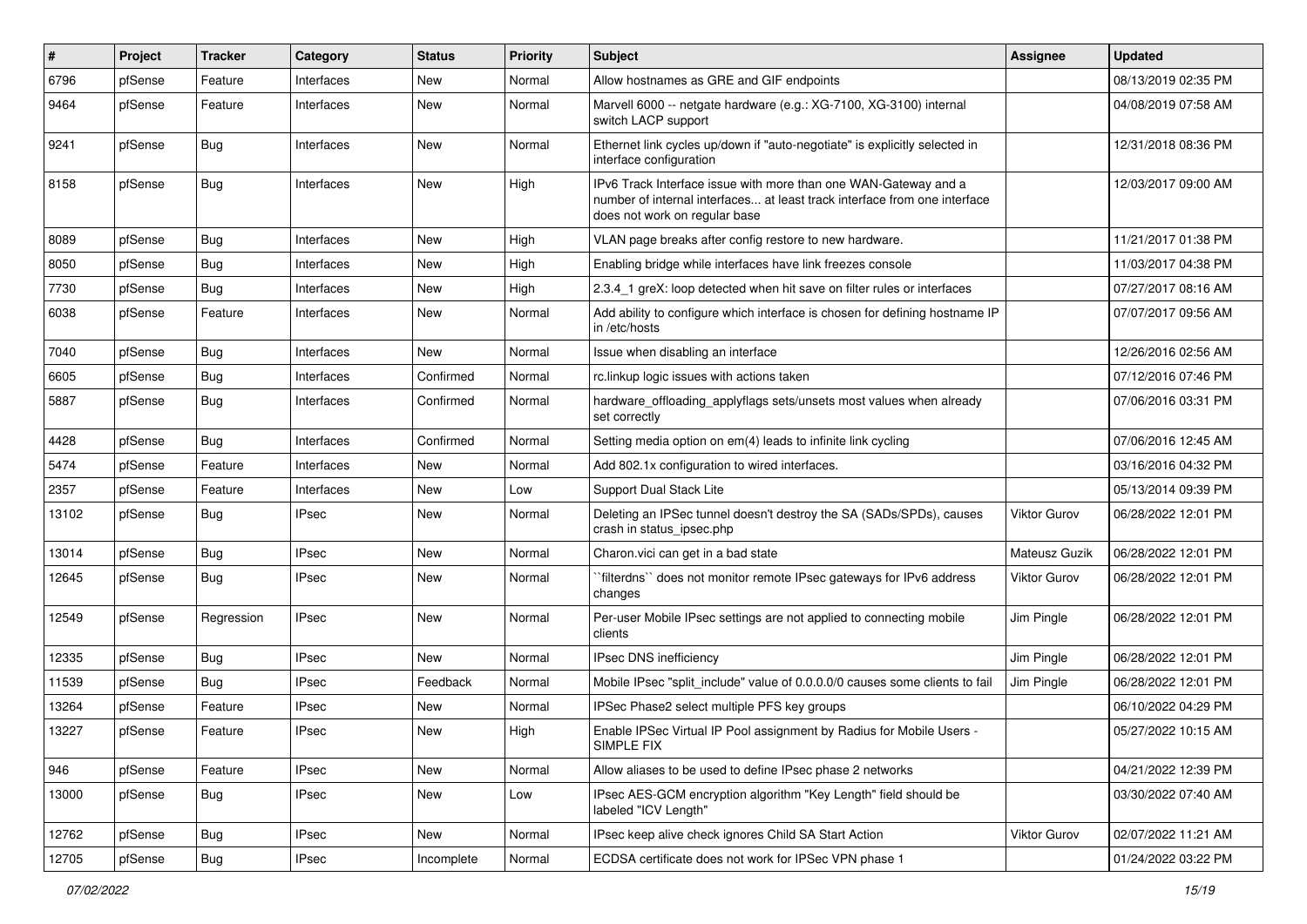| # | Project | Tracker | Category | Status | Priority | Subject | Assignee | Updated |
|---|---|---|---|---|---|---|---|---|
| 6796 | pfSense | Feature | Interfaces | New | Normal | Allow hostnames as GRE and GIF endpoints | | 08/13/2019 02:35 PM |
| 9464 | pfSense | Feature | Interfaces | New | Normal | Marvell 6000 -- netgate hardware (e.g.: XG-7100, XG-3100) internal switch LACP support | | 04/08/2019 07:58 AM |
| 9241 | pfSense | Bug | Interfaces | New | Normal | Ethernet link cycles up/down if "auto-negotiate" is explicitly selected in interface configuration | | 12/31/2018 08:36 PM |
| 8158 | pfSense | Bug | Interfaces | New | High | IPv6 Track Interface issue with more than one WAN-Gateway and a number of internal interfaces... at least track interface from one interface does not work on regular base | | 12/03/2017 09:00 AM |
| 8089 | pfSense | Bug | Interfaces | New | High | VLAN page breaks after config restore to new hardware. | | 11/21/2017 01:38 PM |
| 8050 | pfSense | Bug | Interfaces | New | High | Enabling bridge while interfaces have link freezes console | | 11/03/2017 04:38 PM |
| 7730 | pfSense | Bug | Interfaces | New | High | 2.3.4_1 greX: loop detected when hit save on filter rules or interfaces | | 07/27/2017 08:16 AM |
| 6038 | pfSense | Feature | Interfaces | New | Normal | Add ability to configure which interface is chosen for defining hostname IP in /etc/hosts | | 07/07/2017 09:56 AM |
| 7040 | pfSense | Bug | Interfaces | New | Normal | Issue when disabling an interface | | 12/26/2016 02:56 AM |
| 6605 | pfSense | Bug | Interfaces | Confirmed | Normal | rc.linkup logic issues with actions taken | | 07/12/2016 07:46 PM |
| 5887 | pfSense | Bug | Interfaces | Confirmed | Normal | hardware_offloading_applyflags sets/unsets most values when already set correctly | | 07/06/2016 03:31 PM |
| 4428 | pfSense | Bug | Interfaces | Confirmed | Normal | Setting media option on em(4) leads to infinite link cycling | | 07/06/2016 12:45 AM |
| 5474 | pfSense | Feature | Interfaces | New | Normal | Add 802.1x configuration to wired interfaces. | | 03/16/2016 04:32 PM |
| 2357 | pfSense | Feature | Interfaces | New | Low | Support Dual Stack Lite | | 05/13/2014 09:39 PM |
| 13102 | pfSense | Bug | IPsec | New | Normal | Deleting an IPSec tunnel doesn't destroy the SA (SADs/SPDs), causes crash in status_ipsec.php | Viktor Gurov | 06/28/2022 12:01 PM |
| 13014 | pfSense | Bug | IPsec | New | Normal | Charon.vici can get in a bad state | Mateusz Guzik | 06/28/2022 12:01 PM |
| 12645 | pfSense | Bug | IPsec | New | Normal | ``filterdns`` does not monitor remote IPsec gateways for IPv6 address changes | Viktor Gurov | 06/28/2022 12:01 PM |
| 12549 | pfSense | Regression | IPsec | New | Normal | Per-user Mobile IPsec settings are not applied to connecting mobile clients | Jim Pingle | 06/28/2022 12:01 PM |
| 12335 | pfSense | Bug | IPsec | New | Normal | IPsec DNS inefficiency | Jim Pingle | 06/28/2022 12:01 PM |
| 11539 | pfSense | Bug | IPsec | Feedback | Normal | Mobile IPsec "split_include" value of 0.0.0.0/0 causes some clients to fail | Jim Pingle | 06/28/2022 12:01 PM |
| 13264 | pfSense | Feature | IPsec | New | Normal | IPSec Phase2 select multiple PFS key groups | | 06/10/2022 04:29 PM |
| 13227 | pfSense | Feature | IPsec | New | High | Enable IPSec Virtual IP Pool assignment by Radius for Mobile Users - SIMPLE FIX | | 05/27/2022 10:15 AM |
| 946 | pfSense | Feature | IPsec | New | Normal | Allow aliases to be used to define IPsec phase 2 networks | | 04/21/2022 12:39 PM |
| 13000 | pfSense | Bug | IPsec | New | Low | IPsec AES-GCM encryption algorithm "Key Length" field should be labeled "ICV Length" | | 03/30/2022 07:40 AM |
| 12762 | pfSense | Bug | IPsec | New | Normal | IPsec keep alive check ignores Child SA Start Action | Viktor Gurov | 02/07/2022 11:21 AM |
| 12705 | pfSense | Bug | IPsec | Incomplete | Normal | ECDSA certificate does not work for IPSec VPN phase 1 | | 01/24/2022 03:22 PM |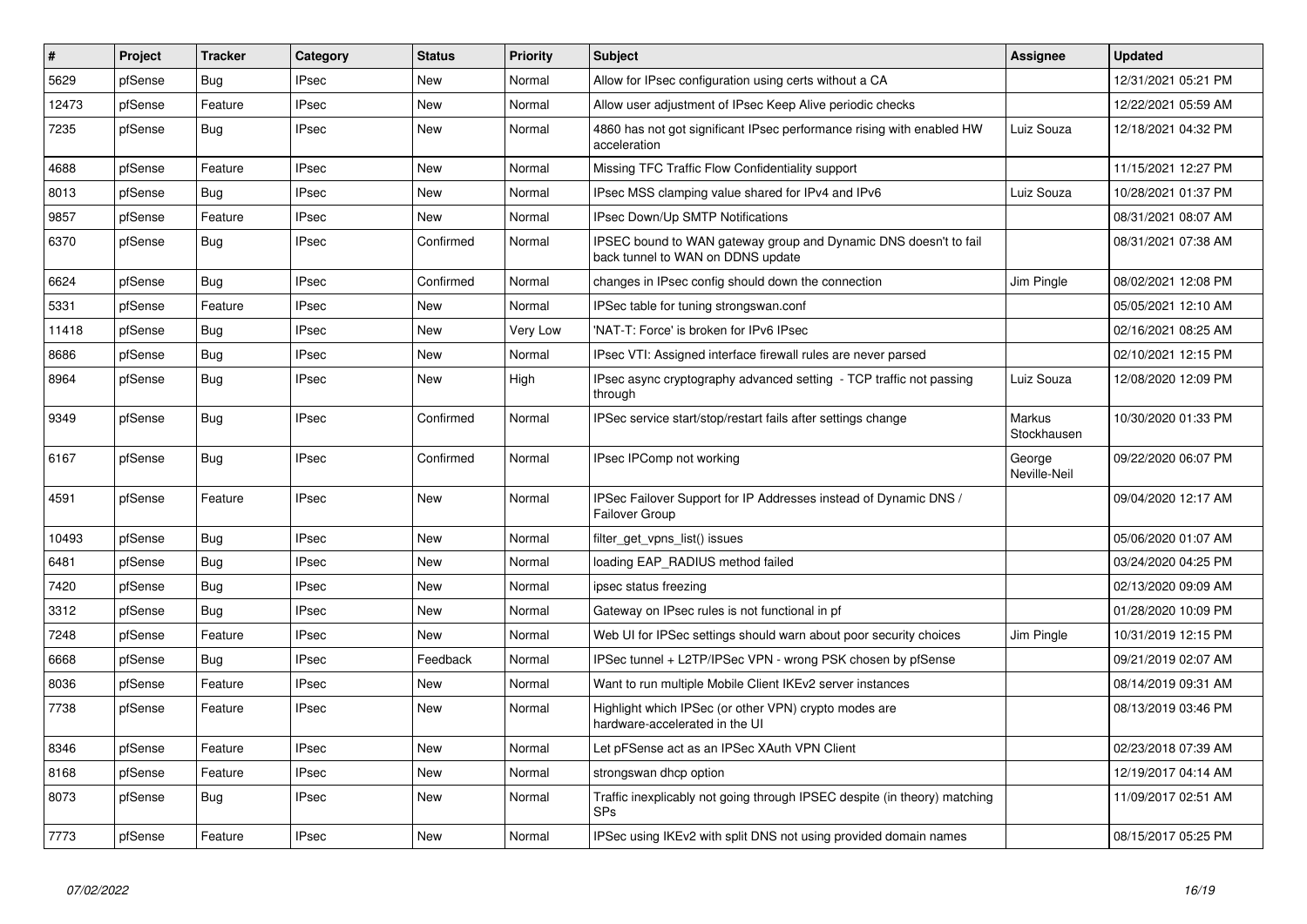| # | Project | Tracker | Category | Status | Priority | Subject | Assignee | Updated |
| --- | --- | --- | --- | --- | --- | --- | --- | --- |
| 5629 | pfSense | Bug | IPsec | New | Normal | Allow for IPsec configuration using certs without a CA | | 12/31/2021 05:21 PM |
| 12473 | pfSense | Feature | IPsec | New | Normal | Allow user adjustment of IPsec Keep Alive periodic checks | | 12/22/2021 05:59 AM |
| 7235 | pfSense | Bug | IPsec | New | Normal | 4860 has not got significant IPsec performance rising with enabled HW acceleration | Luiz Souza | 12/18/2021 04:32 PM |
| 4688 | pfSense | Feature | IPsec | New | Normal | Missing TFC Traffic Flow Confidentiality support | | 11/15/2021 12:27 PM |
| 8013 | pfSense | Bug | IPsec | New | Normal | IPsec MSS clamping value shared for IPv4 and IPv6 | Luiz Souza | 10/28/2021 01:37 PM |
| 9857 | pfSense | Feature | IPsec | New | Normal | IPsec Down/Up SMTP Notifications | | 08/31/2021 08:07 AM |
| 6370 | pfSense | Bug | IPsec | Confirmed | Normal | IPSEC bound to WAN gateway group and Dynamic DNS doesn't to fail back tunnel to WAN on DDNS update | | 08/31/2021 07:38 AM |
| 6624 | pfSense | Bug | IPsec | Confirmed | Normal | changes in IPsec config should down the connection | Jim Pingle | 08/02/2021 12:08 PM |
| 5331 | pfSense | Feature | IPsec | New | Normal | IPSec table for tuning strongswan.conf | | 05/05/2021 12:10 AM |
| 11418 | pfSense | Bug | IPsec | New | Very Low | 'NAT-T: Force' is broken for IPv6 IPsec | | 02/16/2021 08:25 AM |
| 8686 | pfSense | Bug | IPsec | New | Normal | IPsec VTI: Assigned interface firewall rules are never parsed | | 02/10/2021 12:15 PM |
| 8964 | pfSense | Bug | IPsec | New | High | IPsec async cryptography advanced setting - TCP traffic not passing through | Luiz Souza | 12/08/2020 12:09 PM |
| 9349 | pfSense | Bug | IPsec | Confirmed | Normal | IPSec service start/stop/restart fails after settings change | Markus Stockhausen | 10/30/2020 01:33 PM |
| 6167 | pfSense | Bug | IPsec | Confirmed | Normal | IPsec IPComp not working | George Neville-Neil | 09/22/2020 06:07 PM |
| 4591 | pfSense | Feature | IPsec | New | Normal | IPSec Failover Support for IP Addresses instead of Dynamic DNS / Failover Group | | 09/04/2020 12:17 AM |
| 10493 | pfSense | Bug | IPsec | New | Normal | filter_get_vpns_list() issues | | 05/06/2020 01:07 AM |
| 6481 | pfSense | Bug | IPsec | New | Normal | loading EAP_RADIUS method failed | | 03/24/2020 04:25 PM |
| 7420 | pfSense | Bug | IPsec | New | Normal | ipsec status freezing | | 02/13/2020 09:09 AM |
| 3312 | pfSense | Bug | IPsec | New | Normal | Gateway on IPsec rules is not functional in pf | | 01/28/2020 10:09 PM |
| 7248 | pfSense | Feature | IPsec | New | Normal | Web UI for IPSec settings should warn about poor security choices | Jim Pingle | 10/31/2019 12:15 PM |
| 6668 | pfSense | Bug | IPsec | Feedback | Normal | IPSec tunnel + L2TP/IPSec VPN - wrong PSK chosen by pfSense | | 09/21/2019 02:07 AM |
| 8036 | pfSense | Feature | IPsec | New | Normal | Want to run multiple Mobile Client IKEv2 server instances | | 08/14/2019 09:31 AM |
| 7738 | pfSense | Feature | IPsec | New | Normal | Highlight which IPSec (or other VPN) crypto modes are hardware-accelerated in the UI | | 08/13/2019 03:46 PM |
| 8346 | pfSense | Feature | IPsec | New | Normal | Let pFSense act as an IPSec XAuth VPN Client | | 02/23/2018 07:39 AM |
| 8168 | pfSense | Feature | IPsec | New | Normal | strongswan dhcp option | | 12/19/2017 04:14 AM |
| 8073 | pfSense | Bug | IPsec | New | Normal | Traffic inexplicably not going through IPSEC despite (in theory) matching SPs | | 11/09/2017 02:51 AM |
| 7773 | pfSense | Feature | IPsec | New | Normal | IPSec using IKEv2 with split DNS not using provided domain names | | 08/15/2017 05:25 PM |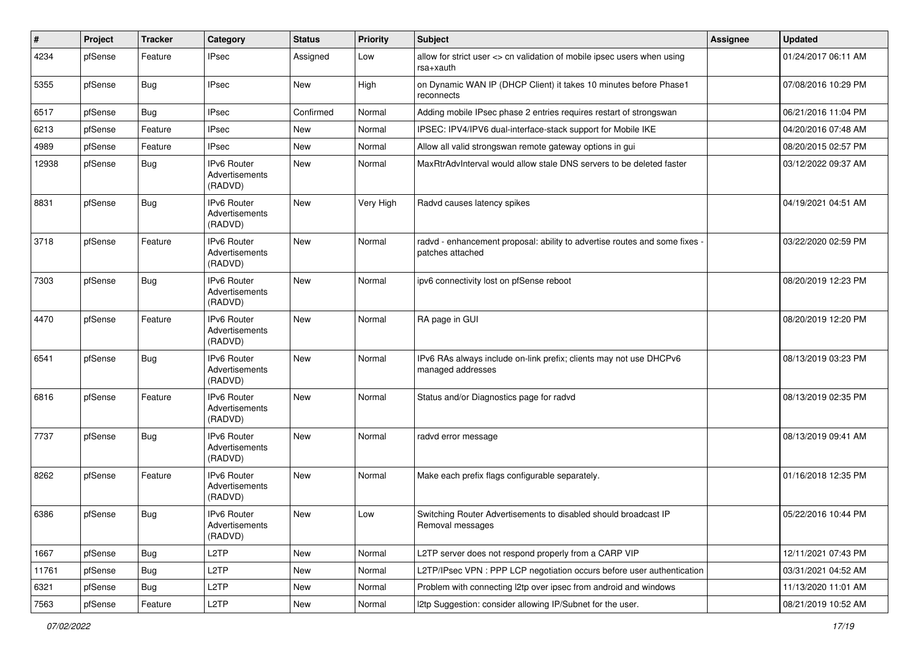| # | Project | Tracker | Category | Status | Priority | Subject | Assignee | Updated |
|---|---|---|---|---|---|---|---|---|
| 4234 | pfSense | Feature | IPsec | Assigned | Low | allow for strict user <> cn validation of mobile ipsec users when using rsa+xauth | | 01/24/2017 06:11 AM |
| 5355 | pfSense | Bug | IPsec | New | High | on Dynamic WAN IP (DHCP Client) it takes 10 minutes before Phase1 reconnects | | 07/08/2016 10:29 PM |
| 6517 | pfSense | Bug | IPsec | Confirmed | Normal | Adding mobile IPsec phase 2 entries requires restart of strongswan | | 06/21/2016 11:04 PM |
| 6213 | pfSense | Feature | IPsec | New | Normal | IPSEC: IPV4/IPV6 dual-interface-stack support for Mobile IKE | | 04/20/2016 07:48 AM |
| 4989 | pfSense | Feature | IPsec | New | Normal | Allow all valid strongswan remote gateway options in gui | | 08/20/2015 02:57 PM |
| 12938 | pfSense | Bug | IPv6 Router Advertisements (RADVD) | New | Normal | MaxRtrAdvInterval would allow stale DNS servers to be deleted faster | | 03/12/2022 09:37 AM |
| 8831 | pfSense | Bug | IPv6 Router Advertisements (RADVD) | New | Very High | Radvd causes latency spikes | | 04/19/2021 04:51 AM |
| 3718 | pfSense | Feature | IPv6 Router Advertisements (RADVD) | New | Normal | radvd - enhancement proposal: ability to advertise routes and some fixes - patches attached | | 03/22/2020 02:59 PM |
| 7303 | pfSense | Bug | IPv6 Router Advertisements (RADVD) | New | Normal | ipv6 connectivity lost on pfSense reboot | | 08/20/2019 12:23 PM |
| 4470 | pfSense | Feature | IPv6 Router Advertisements (RADVD) | New | Normal | RA page in GUI | | 08/20/2019 12:20 PM |
| 6541 | pfSense | Bug | IPv6 Router Advertisements (RADVD) | New | Normal | IPv6 RAs always include on-link prefix; clients may not use DHCPv6 managed addresses | | 08/13/2019 03:23 PM |
| 6816 | pfSense | Feature | IPv6 Router Advertisements (RADVD) | New | Normal | Status and/or Diagnostics page for radvd | | 08/13/2019 02:35 PM |
| 7737 | pfSense | Bug | IPv6 Router Advertisements (RADVD) | New | Normal | radvd error message | | 08/13/2019 09:41 AM |
| 8262 | pfSense | Feature | IPv6 Router Advertisements (RADVD) | New | Normal | Make each prefix flags configurable separately. | | 01/16/2018 12:35 PM |
| 6386 | pfSense | Bug | IPv6 Router Advertisements (RADVD) | New | Low | Switching Router Advertisements to disabled should broadcast IP Removal messages | | 05/22/2016 10:44 PM |
| 1667 | pfSense | Bug | L2TP | New | Normal | L2TP server does not respond properly from a CARP VIP | | 12/11/2021 07:43 PM |
| 11761 | pfSense | Bug | L2TP | New | Normal | L2TP/IPsec VPN : PPP LCP negotiation occurs before user authentication | | 03/31/2021 04:52 AM |
| 6321 | pfSense | Bug | L2TP | New | Normal | Problem with connecting l2tp over ipsec from android and windows | | 11/13/2020 11:01 AM |
| 7563 | pfSense | Feature | L2TP | New | Normal | l2tp Suggestion: consider allowing IP/Subnet for the user. | | 08/21/2019 10:52 AM |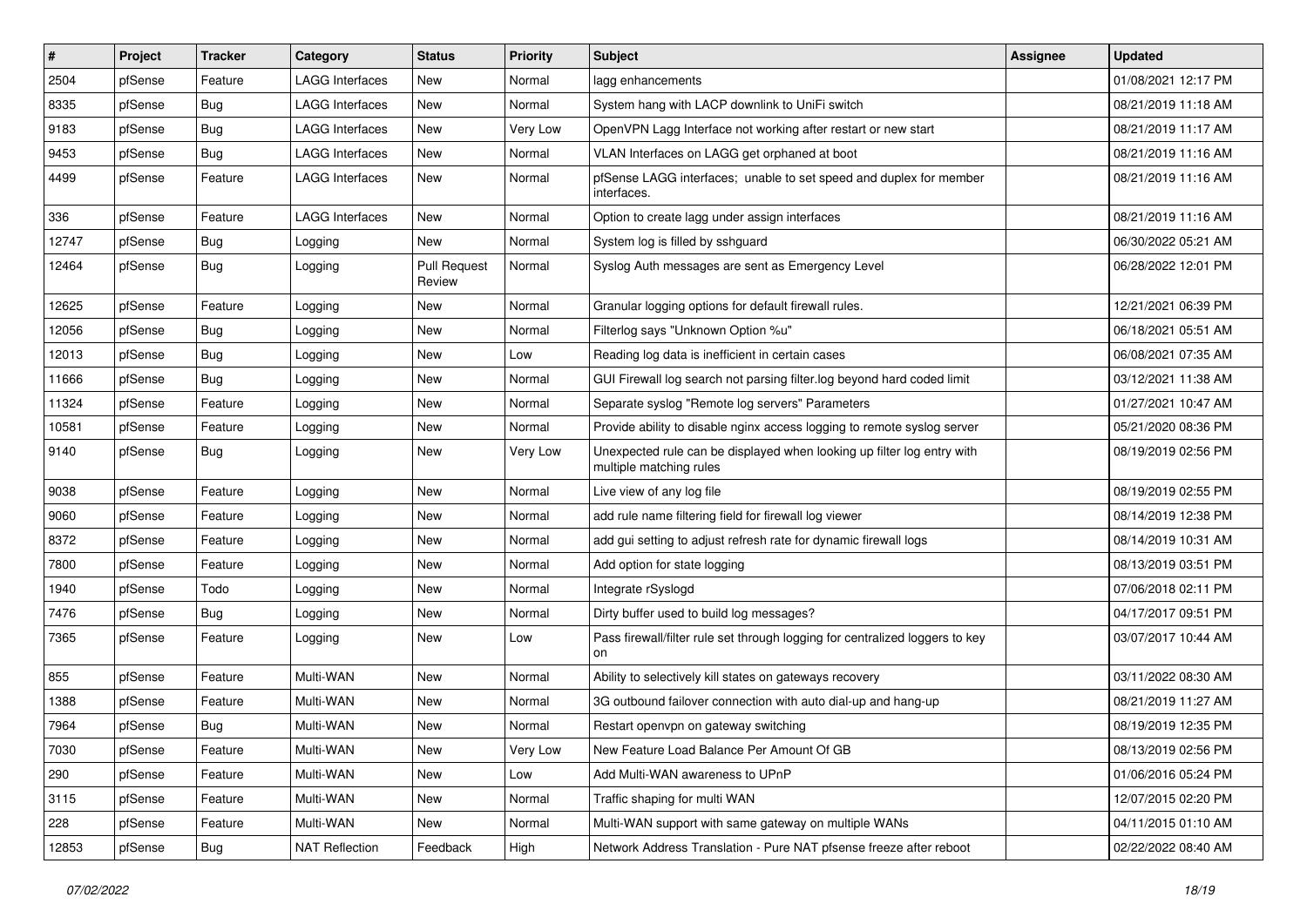| # | Project | Tracker | Category | Status | Priority | Subject | Assignee | Updated |
|---|---|---|---|---|---|---|---|---|
| 2504 | pfSense | Feature | LAGG Interfaces | New | Normal | lagg enhancements | | 01/08/2021 12:17 PM |
| 8335 | pfSense | Bug | LAGG Interfaces | New | Normal | System hang with LACP downlink to UniFi switch | | 08/21/2019 11:18 AM |
| 9183 | pfSense | Bug | LAGG Interfaces | New | Very Low | OpenVPN Lagg Interface not working after restart or new start | | 08/21/2019 11:17 AM |
| 9453 | pfSense | Bug | LAGG Interfaces | New | Normal | VLAN Interfaces on LAGG get orphaned at boot | | 08/21/2019 11:16 AM |
| 4499 | pfSense | Feature | LAGG Interfaces | New | Normal | pfSense LAGG interfaces; unable to set speed and duplex for member interfaces. | | 08/21/2019 11:16 AM |
| 336 | pfSense | Feature | LAGG Interfaces | New | Normal | Option to create lagg under assign interfaces | | 08/21/2019 11:16 AM |
| 12747 | pfSense | Bug | Logging | New | Normal | System log is filled by sshguard | | 06/30/2022 05:21 AM |
| 12464 | pfSense | Bug | Logging | Pull Request Review | Normal | Syslog Auth messages are sent as Emergency Level | | 06/28/2022 12:01 PM |
| 12625 | pfSense | Feature | Logging | New | Normal | Granular logging options for default firewall rules. | | 12/21/2021 06:39 PM |
| 12056 | pfSense | Bug | Logging | New | Normal | Filterlog says "Unknown Option %u" | | 06/18/2021 05:51 AM |
| 12013 | pfSense | Bug | Logging | New | Low | Reading log data is inefficient in certain cases | | 06/08/2021 07:35 AM |
| 11666 | pfSense | Bug | Logging | New | Normal | GUI Firewall log search not parsing filter.log beyond hard coded limit | | 03/12/2021 11:38 AM |
| 11324 | pfSense | Feature | Logging | New | Normal | Separate syslog "Remote log servers" Parameters | | 01/27/2021 10:47 AM |
| 10581 | pfSense | Feature | Logging | New | Normal | Provide ability to disable nginx access logging to remote syslog server | | 05/21/2020 08:36 PM |
| 9140 | pfSense | Bug | Logging | New | Very Low | Unexpected rule can be displayed when looking up filter log entry with multiple matching rules | | 08/19/2019 02:56 PM |
| 9038 | pfSense | Feature | Logging | New | Normal | Live view of any log file | | 08/19/2019 02:55 PM |
| 9060 | pfSense | Feature | Logging | New | Normal | add rule name filtering field for firewall log viewer | | 08/14/2019 12:38 PM |
| 8372 | pfSense | Feature | Logging | New | Normal | add gui setting to adjust refresh rate for dynamic firewall logs | | 08/14/2019 10:31 AM |
| 7800 | pfSense | Feature | Logging | New | Normal | Add option for state logging | | 08/13/2019 03:51 PM |
| 1940 | pfSense | Todo | Logging | New | Normal | Integrate rSyslogd | | 07/06/2018 02:11 PM |
| 7476 | pfSense | Bug | Logging | New | Normal | Dirty buffer used to build log messages? | | 04/17/2017 09:51 PM |
| 7365 | pfSense | Feature | Logging | New | Low | Pass firewall/filter rule set through logging for centralized loggers to key on | | 03/07/2017 10:44 AM |
| 855 | pfSense | Feature | Multi-WAN | New | Normal | Ability to selectively kill states on gateways recovery | | 03/11/2022 08:30 AM |
| 1388 | pfSense | Feature | Multi-WAN | New | Normal | 3G outbound failover connection with auto dial-up and hang-up | | 08/21/2019 11:27 AM |
| 7964 | pfSense | Bug | Multi-WAN | New | Normal | Restart openvpn on gateway switching | | 08/19/2019 12:35 PM |
| 7030 | pfSense | Feature | Multi-WAN | New | Very Low | New Feature Load Balance Per Amount Of GB | | 08/13/2019 02:56 PM |
| 290 | pfSense | Feature | Multi-WAN | New | Low | Add Multi-WAN awareness to UPnP | | 01/06/2016 05:24 PM |
| 3115 | pfSense | Feature | Multi-WAN | New | Normal | Traffic shaping for multi WAN | | 12/07/2015 02:20 PM |
| 228 | pfSense | Feature | Multi-WAN | New | Normal | Multi-WAN support with same gateway on multiple WANs | | 04/11/2015 01:10 AM |
| 12853 | pfSense | Bug | NAT Reflection | Feedback | High | Network Address Translation - Pure NAT pfsense freeze after reboot | | 02/22/2022 08:40 AM |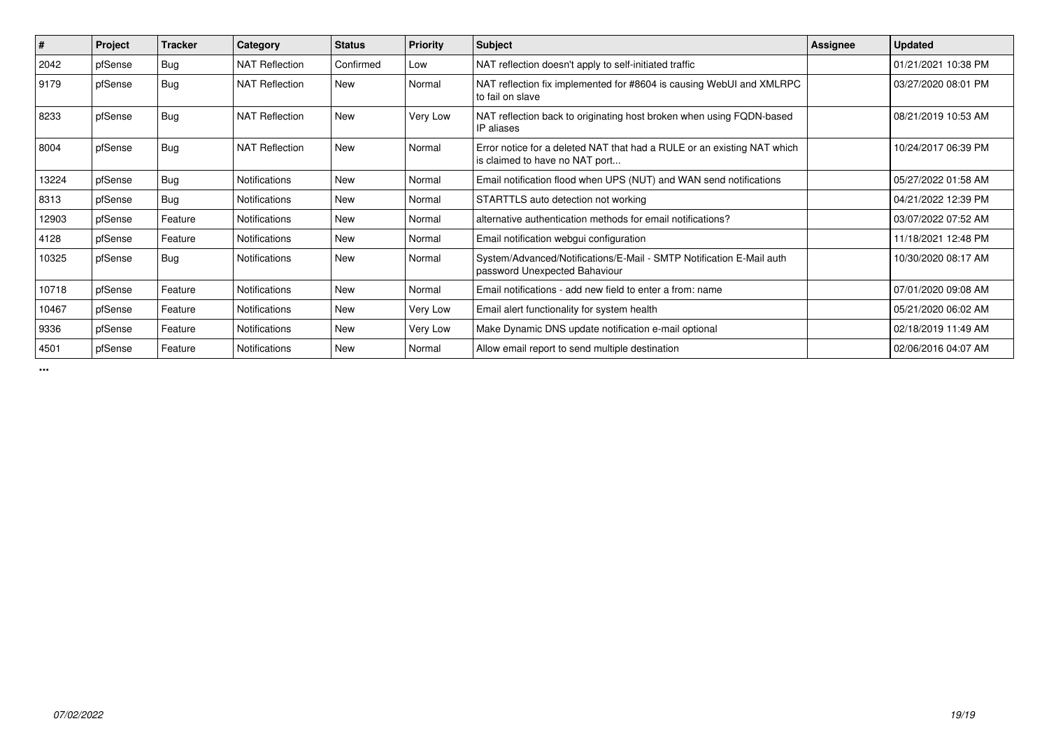| # | Project | Tracker | Category | Status | Priority | Subject | Assignee | Updated |
|---|---|---|---|---|---|---|---|---|
| 2042 | pfSense | Bug | NAT Reflection | Confirmed | Low | NAT reflection doesn't apply to self-initiated traffic | | 01/21/2021 10:38 PM |
| 9179 | pfSense | Bug | NAT Reflection | New | Normal | NAT reflection fix implemented for #8604 is causing WebUI and XMLRPC to fail on slave | | 03/27/2020 08:01 PM |
| 8233 | pfSense | Bug | NAT Reflection | New | Very Low | NAT reflection back to originating host broken when using FQDN-based IP aliases | | 08/21/2019 10:53 AM |
| 8004 | pfSense | Bug | NAT Reflection | New | Normal | Error notice for a deleted NAT that had a RULE or an existing NAT which is claimed to have no NAT port... | | 10/24/2017 06:39 PM |
| 13224 | pfSense | Bug | Notifications | New | Normal | Email notification flood when UPS (NUT) and WAN send notifications | | 05/27/2022 01:58 AM |
| 8313 | pfSense | Bug | Notifications | New | Normal | STARTTLS auto detection not working | | 04/21/2022 12:39 PM |
| 12903 | pfSense | Feature | Notifications | New | Normal | alternative authentication methods for email notifications? | | 03/07/2022 07:52 AM |
| 4128 | pfSense | Feature | Notifications | New | Normal | Email notification webgui configuration | | 11/18/2021 12:48 PM |
| 10325 | pfSense | Bug | Notifications | New | Normal | System/Advanced/Notifications/E-Mail - SMTP Notification E-Mail auth password Unexpected Bahaviour | | 10/30/2020 08:17 AM |
| 10718 | pfSense | Feature | Notifications | New | Normal | Email notifications - add new field to enter a from: name | | 07/01/2020 09:08 AM |
| 10467 | pfSense | Feature | Notifications | New | Very Low | Email alert functionality for system health | | 05/21/2020 06:02 AM |
| 9336 | pfSense | Feature | Notifications | New | Very Low | Make Dynamic DNS update notification e-mail optional | | 02/18/2019 11:49 AM |
| 4501 | pfSense | Feature | Notifications | New | Normal | Allow email report to send multiple destination | | 02/06/2016 04:07 AM |

...